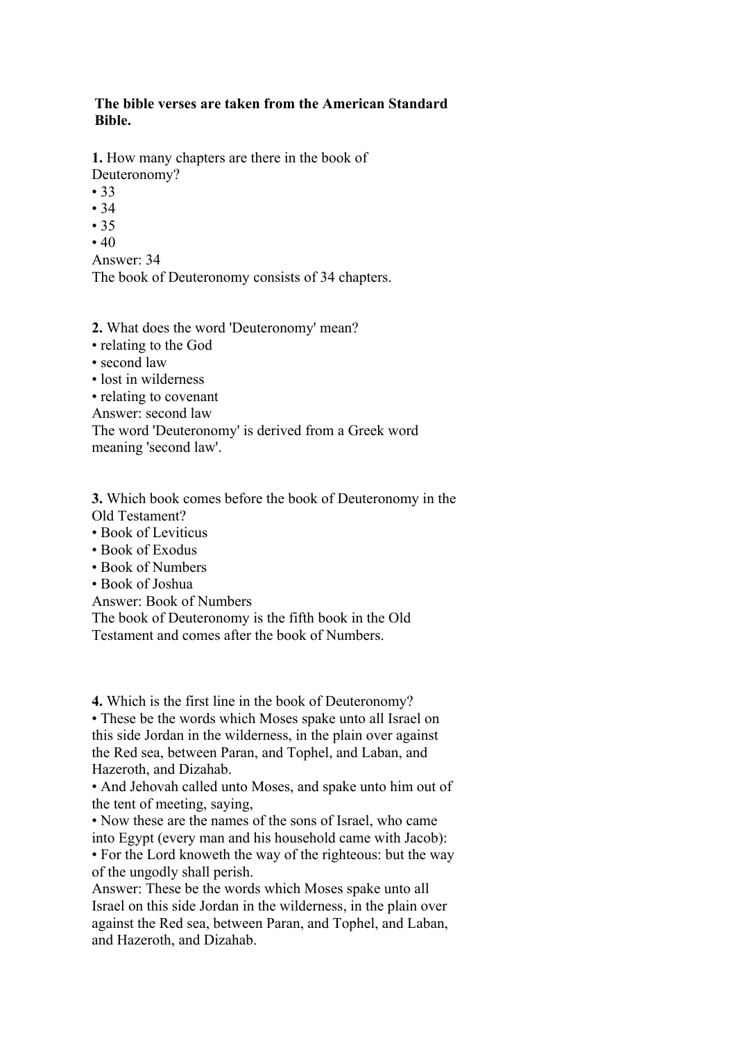**The bible verses are taken from the American Standard Bible.**

**1.** How many chapters are there in the book of Deuteronomy?
• 33
• 34
• 35
• 40
Answer: 34
The book of Deuteronomy consists of 34 chapters.

**2.** What does the word 'Deuteronomy' mean?
• relating to the God
• second law
• lost in wilderness
• relating to covenant
Answer: second law
The word 'Deuteronomy' is derived from a Greek word meaning 'second law'.

**3.** Which book comes before the book of Deuteronomy in the Old Testament?
• Book of Leviticus
• Book of Exodus
• Book of Numbers
• Book of Joshua
Answer: Book of Numbers
The book of Deuteronomy is the fifth book in the Old Testament and comes after the book of Numbers.

**4.** Which is the first line in the book of Deuteronomy?
• These be the words which Moses spake unto all Israel on this side Jordan in the wilderness, in the plain over against the Red sea, between Paran, and Tophel, and Laban, and Hazeroth, and Dizahab.
• And Jehovah called unto Moses, and spake unto him out of the tent of meeting, saying,
• Now these are the names of the sons of Israel, who came into Egypt (every man and his household came with Jacob):
• For the Lord knoweth the way of the righteous: but the way of the ungodly shall perish.
Answer: These be the words which Moses spake unto all Israel on this side Jordan in the wilderness, in the plain over against the Red sea, between Paran, and Tophel, and Laban, and Hazeroth, and Dizahab.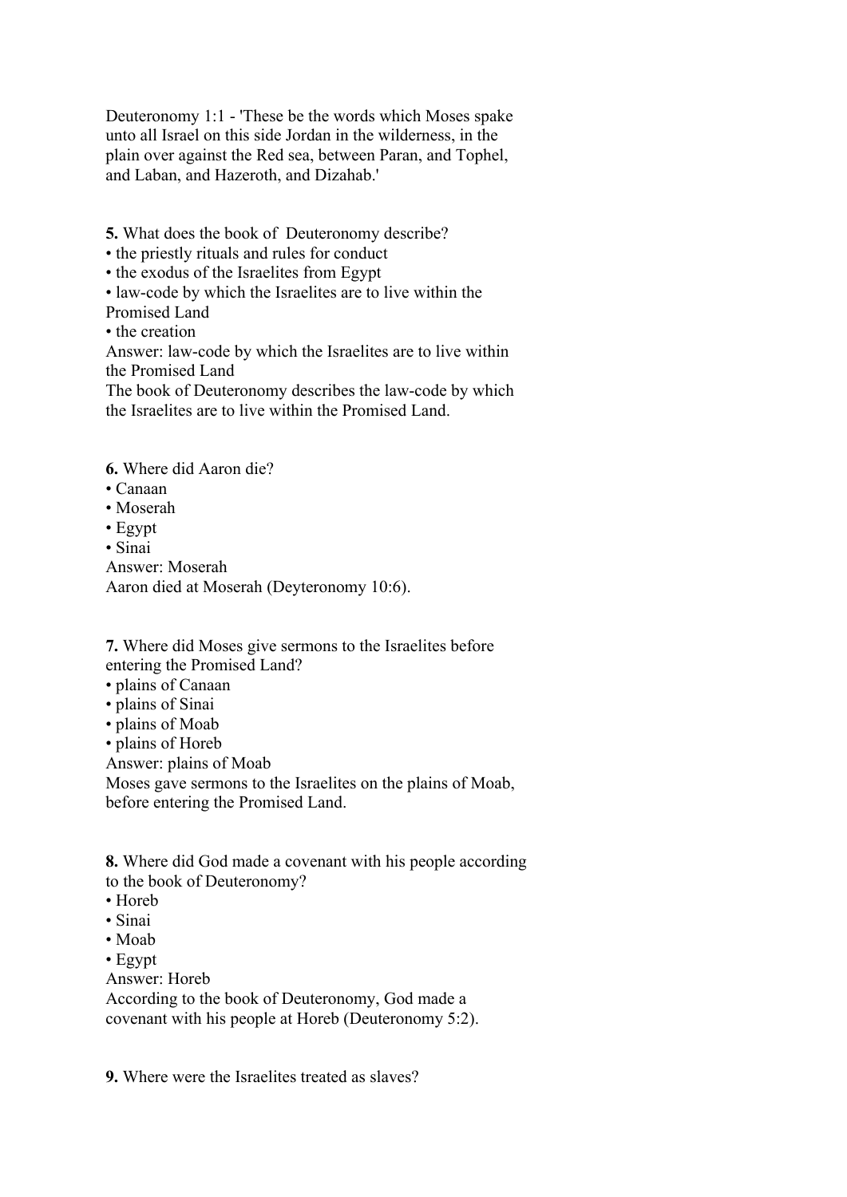Deuteronomy 1:1 - 'These be the words which Moses spake unto all Israel on this side Jordan in the wilderness, in the plain over against the Red sea, between Paran, and Tophel, and Laban, and Hazeroth, and Dizahab.'

**5.** What does the book of  Deuteronomy describe?
• the priestly rituals and rules for conduct
• the exodus of the Israelites from Egypt
• law-code by which the Israelites are to live within the Promised Land
• the creation
Answer: law-code by which the Israelites are to live within the Promised Land
The book of Deuteronomy describes the law-code by which the Israelites are to live within the Promised Land.

**6.** Where did Aaron die?
• Canaan
• Moserah
• Egypt
• Sinai
Answer: Moserah
Aaron died at Moserah (Deyteronomy 10:6).

**7.** Where did Moses give sermons to the Israelites before entering the Promised Land?
• plains of Canaan
• plains of Sinai
• plains of Moab
• plains of Horeb
Answer: plains of Moab
Moses gave sermons to the Israelites on the plains of Moab, before entering the Promised Land.

**8.** Where did God made a covenant with his people according to the book of Deuteronomy?
• Horeb
• Sinai
• Moab
• Egypt
Answer: Horeb
According to the book of Deuteronomy, God made a covenant with his people at Horeb (Deuteronomy 5:2).

**9.** Where were the Israelites treated as slaves?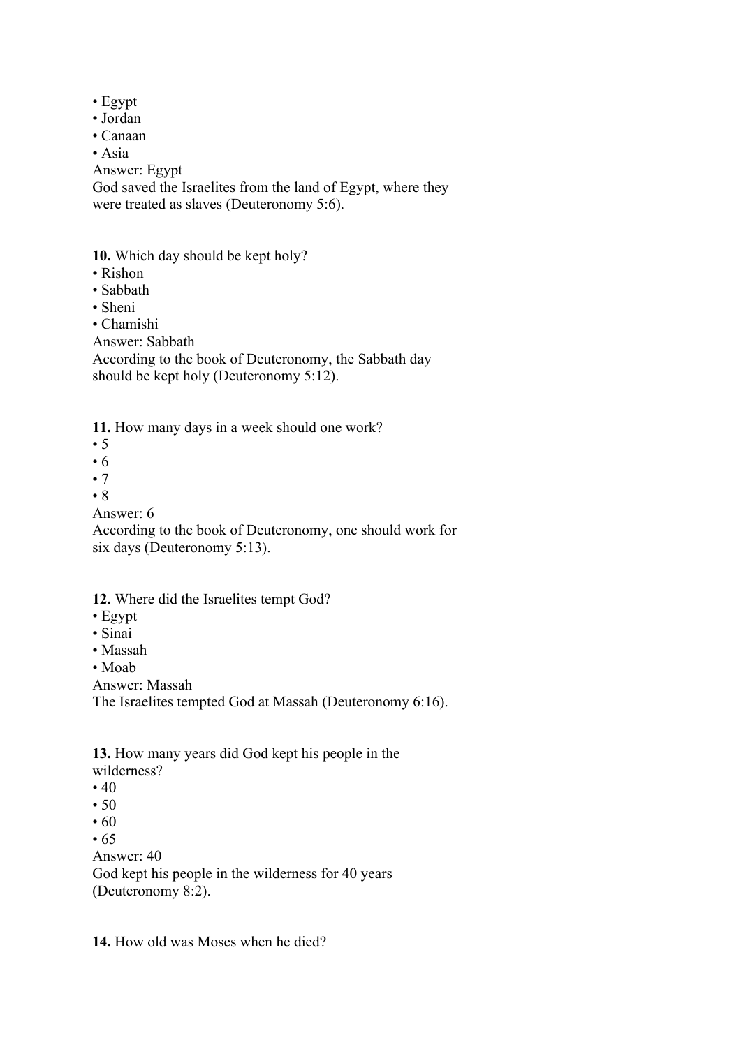• Egypt
• Jordan
• Canaan
• Asia

Answer: Egypt
God saved the Israelites from the land of Egypt, where they were treated as slaves (Deuteronomy 5:6).

**10.** Which day should be kept holy?

• Rishon
• Sabbath
• Sheni
• Chamishi

Answer: Sabbath
According to the book of Deuteronomy, the Sabbath day should be kept holy (Deuteronomy 5:12).

**11.** How many days in a week should one work?

• 5
• 6
• 7
• 8

Answer: 6
According to the book of Deuteronomy, one should work for six days (Deuteronomy 5:13).

**12.** Where did the Israelites tempt God?

• Egypt
• Sinai
• Massah
• Moab

Answer: Massah
The Israelites tempted God at Massah (Deuteronomy 6:16).

**13.** How many years did God kept his people in the wilderness?

• 40
• 50
• 60
• 65

Answer: 40
God kept his people in the wilderness for 40 years (Deuteronomy 8:2).

**14.** How old was Moses when he died?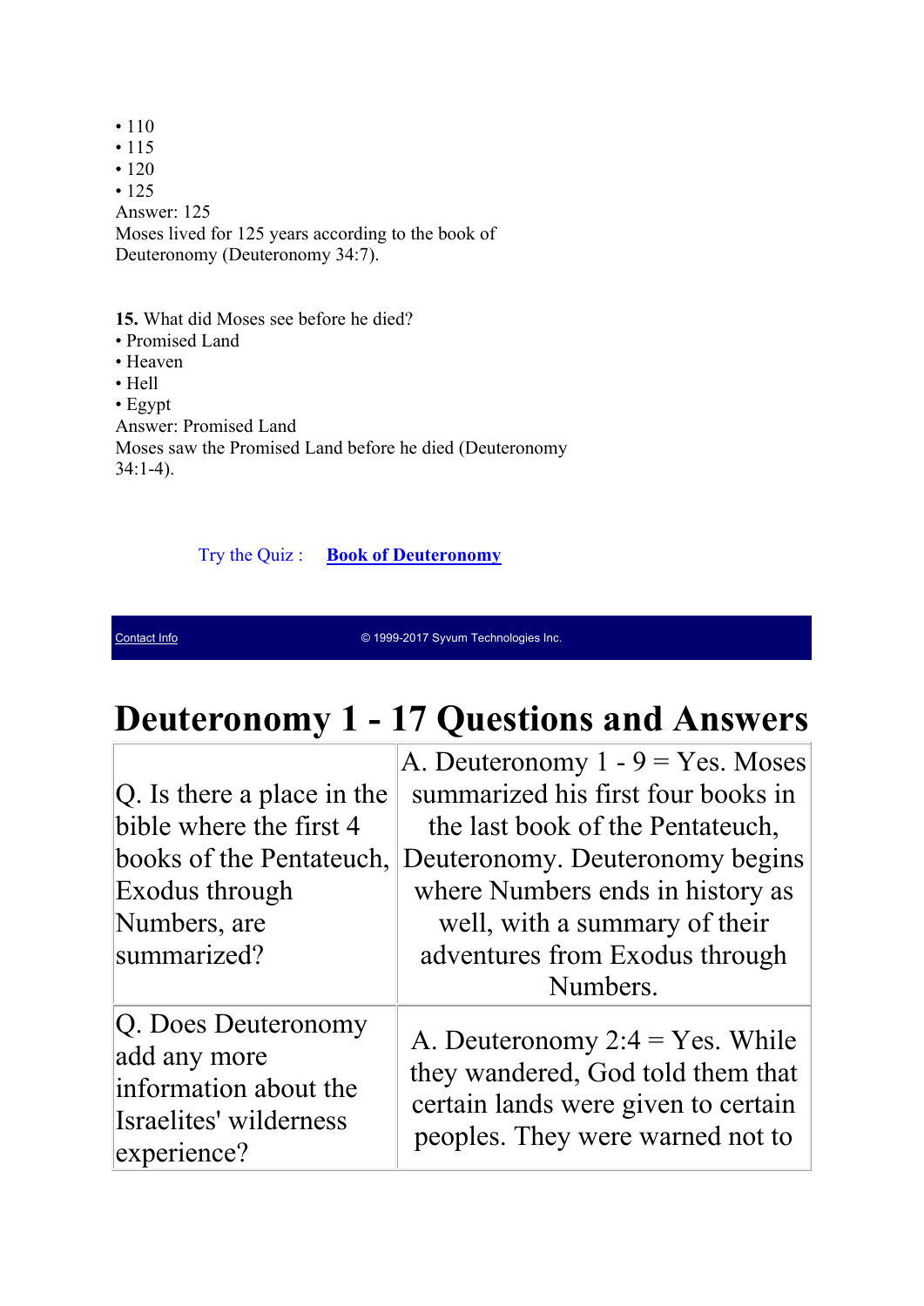- 110
- 115
- 120
- 125

Answer: 125
Moses lived for 125 years according to the book of Deuteronomy (Deuteronomy 34:7).

**15.** What did Moses see before he died?

- Promised Land
- Heaven
- Hell
- Egypt

Answer: Promised Land
Moses saw the Promised Land before he died (Deuteronomy 34:1-4).

Try the Quiz : **Book of Deuteronomy**

Contact Info © 1999-2017 Syvum Technologies Inc.

# Deuteronomy 1 - 17 Questions and Answers

| | |
|---|---|
| Q. Is there a place in the bible where the first 4 books of the Pentateuch, Exodus through Numbers, are summarized? | A. Deuteronomy 1 - 9 = Yes. Moses summarized his first four books in the last book of the Pentateuch, Deuteronomy. Deuteronomy begins where Numbers ends in history as well, with a summary of their adventures from Exodus through Numbers. |
| Q. Does Deuteronomy add any more information about the Israelites' wilderness experience? | A. Deuteronomy 2:4 = Yes. While they wandered, God told them that certain lands were given to certain peoples. They were warned not to |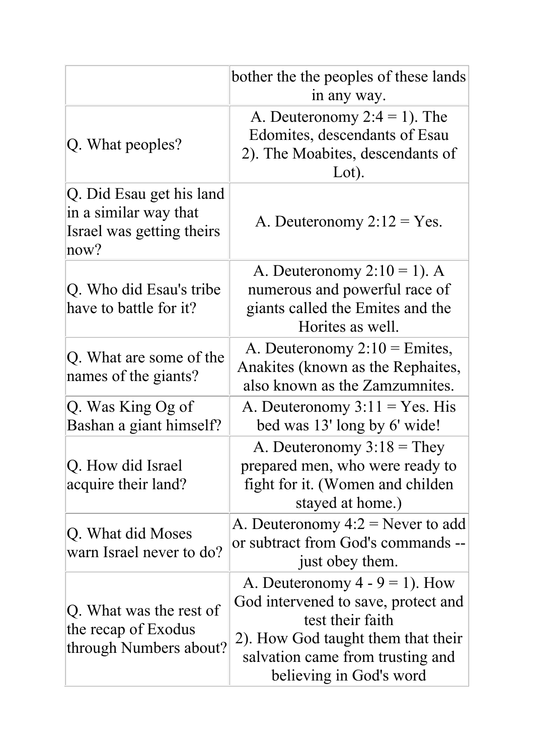| | |
|---|---|
| | bother the the peoples of these lands in any way. |
| Q. What peoples? | A. Deuteronomy 2:4 = 1). The Edomites, descendants of Esau 2). The Moabites, descendants of Lot). |
| Q. Did Esau get his land in a similar way that Israel was getting theirs now? | A. Deuteronomy 2:12 = Yes. |
| Q. Who did Esau's tribe have to battle for it? | A. Deuteronomy 2:10 = 1). A numerous and powerful race of giants called the Emites and the Horites as well. |
| Q. What are some of the names of the giants? | A. Deuteronomy 2:10 = Emites, Anakites (known as the Rephaites, also known as the Zamzumnites. |
| Q. Was King Og of Bashan a giant himself? | A. Deuteronomy 3:11 = Yes. His bed was 13' long by 6' wide! |
| Q. How did Israel acquire their land? | A. Deuteronomy 3:18 = They prepared men, who were ready to fight for it. (Women and childen stayed at home.) |
| Q. What did Moses warn Israel never to do? | A. Deuteronomy 4:2 = Never to add or subtract from God's commands -- just obey them. |
| Q. What was the rest of the recap of Exodus through Numbers about? | A. Deuteronomy 4 - 9 = 1). How God intervened to save, protect and test their faith<br>2). How God taught them that their salvation came from trusting and believing in God's word |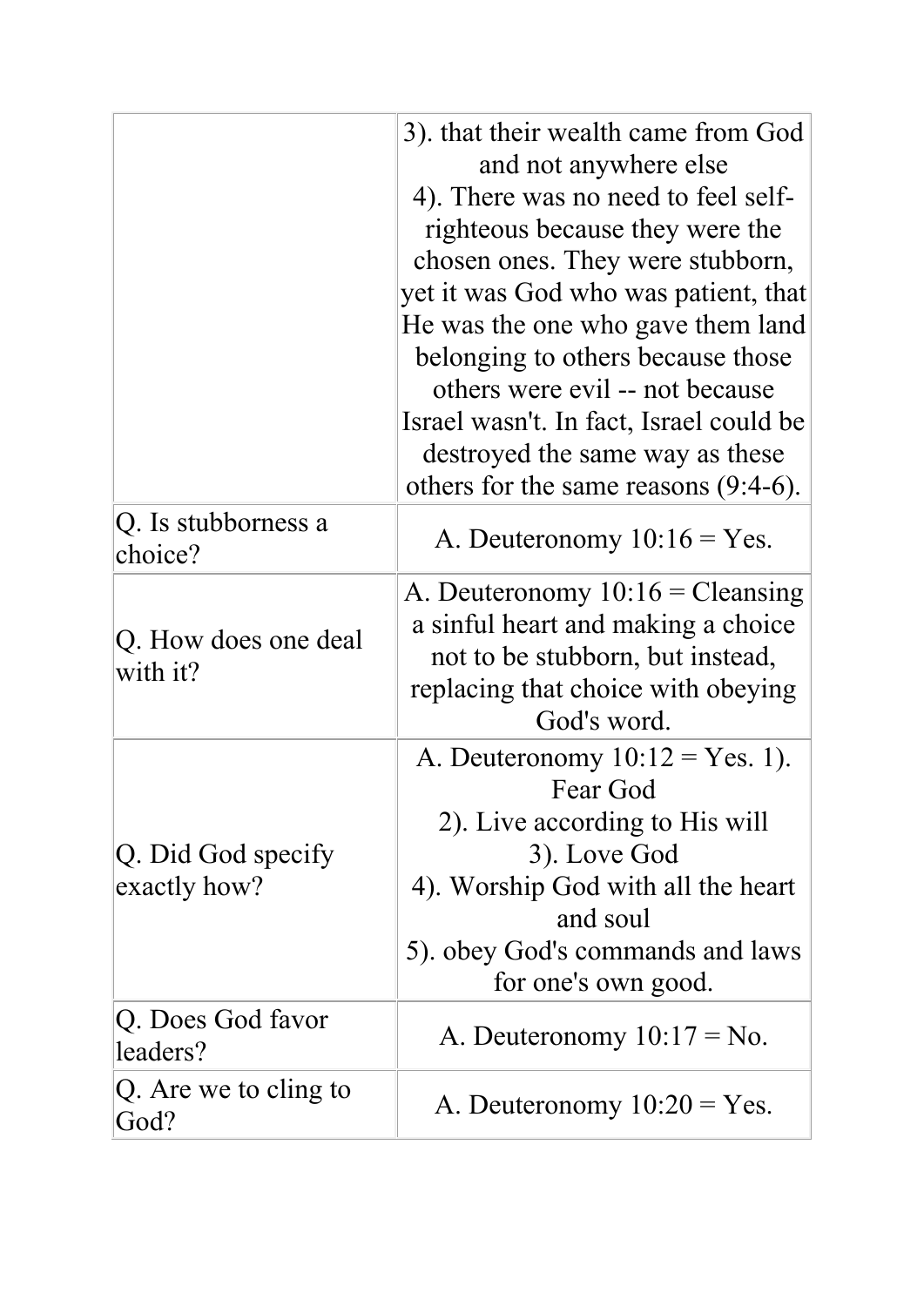| | |
|---|---|
| | 3). that their wealth came from God and not anywhere else<br>4). There was no need to feel self-righteous because they were the chosen ones. They were stubborn, yet it was God who was patient, that He was the one who gave them land belonging to others because those others were evil -- not because Israel wasn't. In fact, Israel could be destroyed the same way as these others for the same reasons (9:4-6). |
| Q. Is stubborness a choice? | A. Deuteronomy 10:16 = Yes. |
| Q. How does one deal with it? | A. Deuteronomy 10:16 = Cleansing a sinful heart and making a choice not to be stubborn, but instead, replacing that choice with obeying God's word. |
| Q. Did God specify exactly how? | A. Deuteronomy 10:12 = Yes. 1). Fear God<br>2). Live according to His will<br>3). Love God<br>4). Worship God with all the heart and soul<br>5). obey God's commands and laws for one's own good. |
| Q. Does God favor leaders? | A. Deuteronomy 10:17 = No. |
| Q. Are we to cling to God? | A. Deuteronomy 10:20 = Yes. |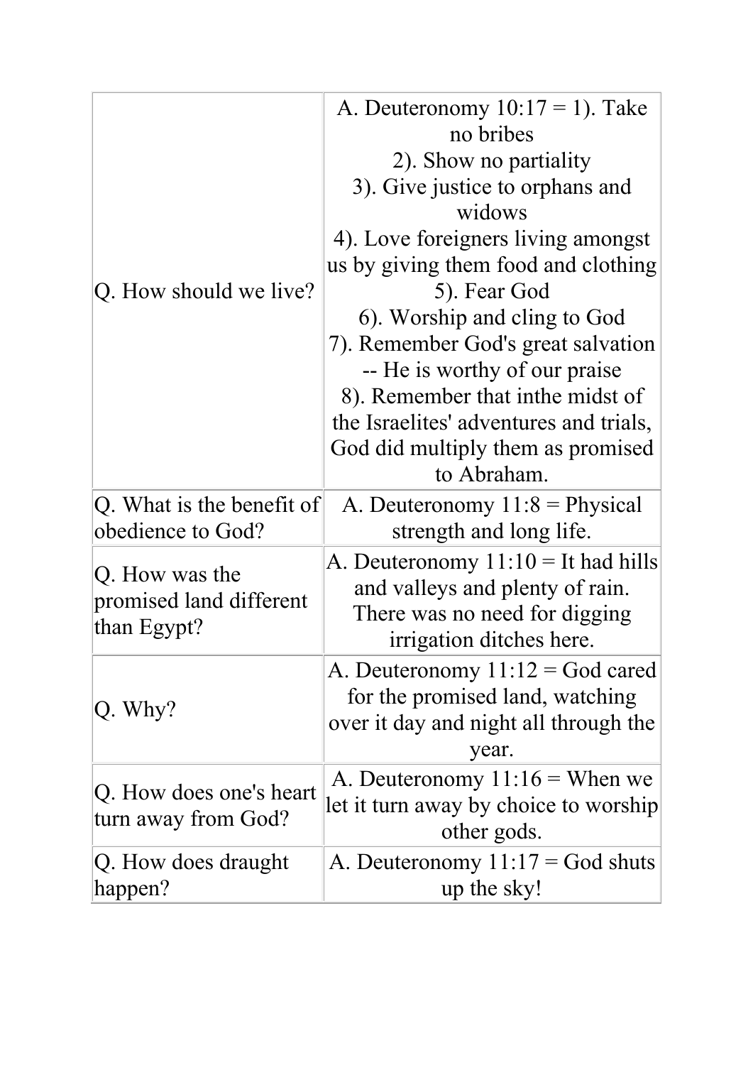| | |
|---|---|
| Q. How should we live? | A. Deuteronomy 10:17 = 1). Take no bribes<br>2). Show no partiality<br>3). Give justice to orphans and widows<br>4). Love foreigners living amongst us by giving them food and clothing<br>5). Fear God<br>6). Worship and cling to God<br>7). Remember God's great salvation -- He is worthy of our praise<br>8). Remember that inthe midst of the Israelites' adventures and trials, God did multiply them as promised to Abraham. |
| Q. What is the benefit of obedience to God? | A. Deuteronomy 11:8 = Physical strength and long life. |
| Q. How was the promised land different than Egypt? | A. Deuteronomy 11:10 = It had hills and valleys and plenty of rain. There was no need for digging irrigation ditches here. |
| Q. Why? | A. Deuteronomy 11:12 = God cared for the promised land, watching over it day and night all through the year. |
| Q. How does one's heart turn away from God? | A. Deuteronomy 11:16 = When we let it turn away by choice to worship other gods. |
| Q. How does draught happen? | A. Deuteronomy 11:17 = God shuts up the sky! |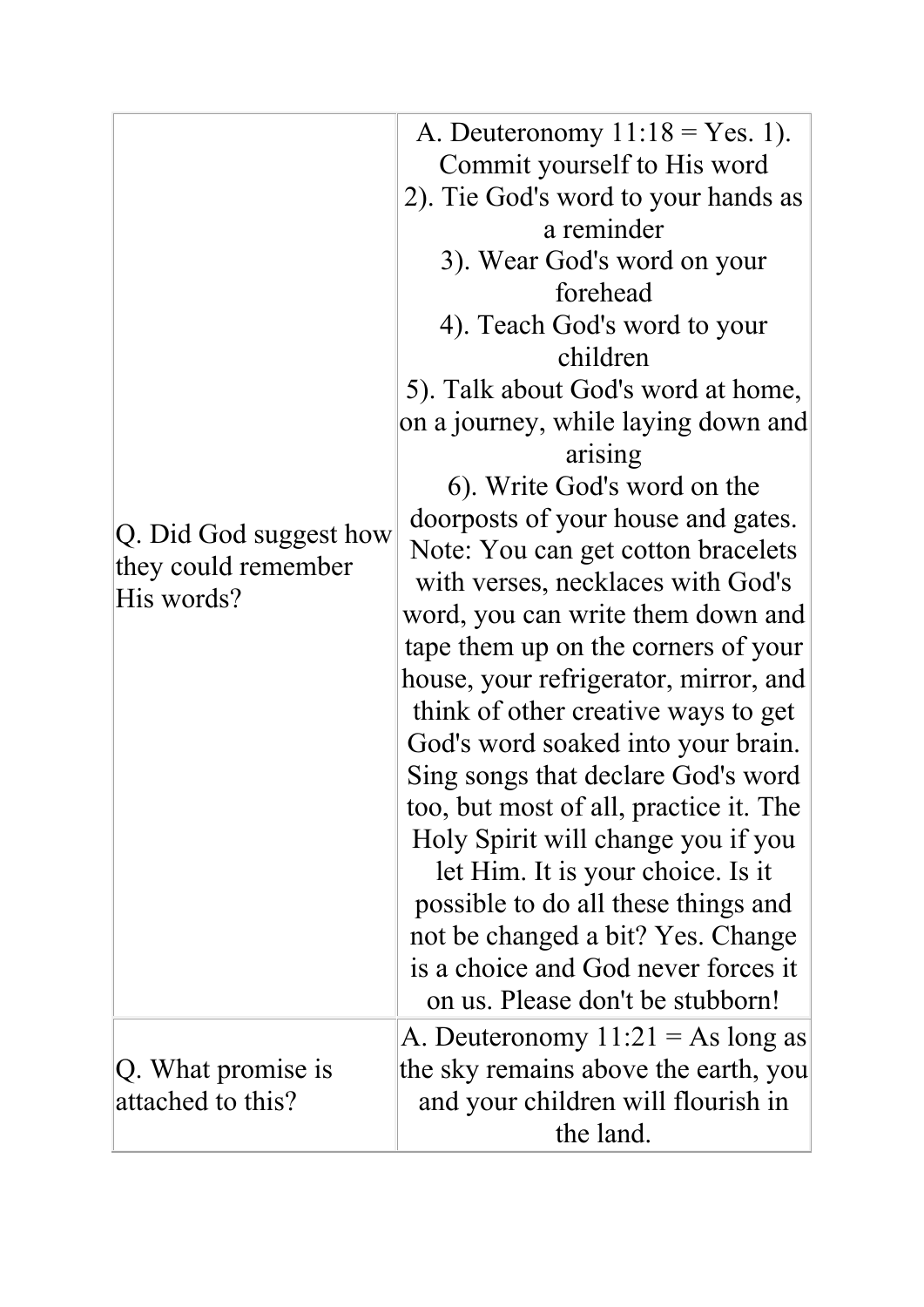| | |
|---|---|
| Q. Did God suggest how they could remember His words? | A. Deuteronomy 11:18 = Yes. 1). Commit yourself to His word<br>2). Tie God's word to your hands as a reminder<br>3). Wear God's word on your forehead<br>4). Teach God's word to your children<br>5). Talk about God's word at home, on a journey, while laying down and arising<br>6). Write God's word on the doorposts of your house and gates.<br>Note: You can get cotton bracelets with verses, necklaces with God's word, you can write them down and tape them up on the corners of your house, your refrigerator, mirror, and think of other creative ways to get God's word soaked into your brain. Sing songs that declare God's word too, but most of all, practice it. The Holy Spirit will change you if you let Him. It is your choice. Is it possible to do all these things and not be changed a bit? Yes. Change is a choice and God never forces it on us. Please don't be stubborn! |
| Q. What promise is attached to this? | A. Deuteronomy 11:21 = As long as the sky remains above the earth, you and your children will flourish in the land. |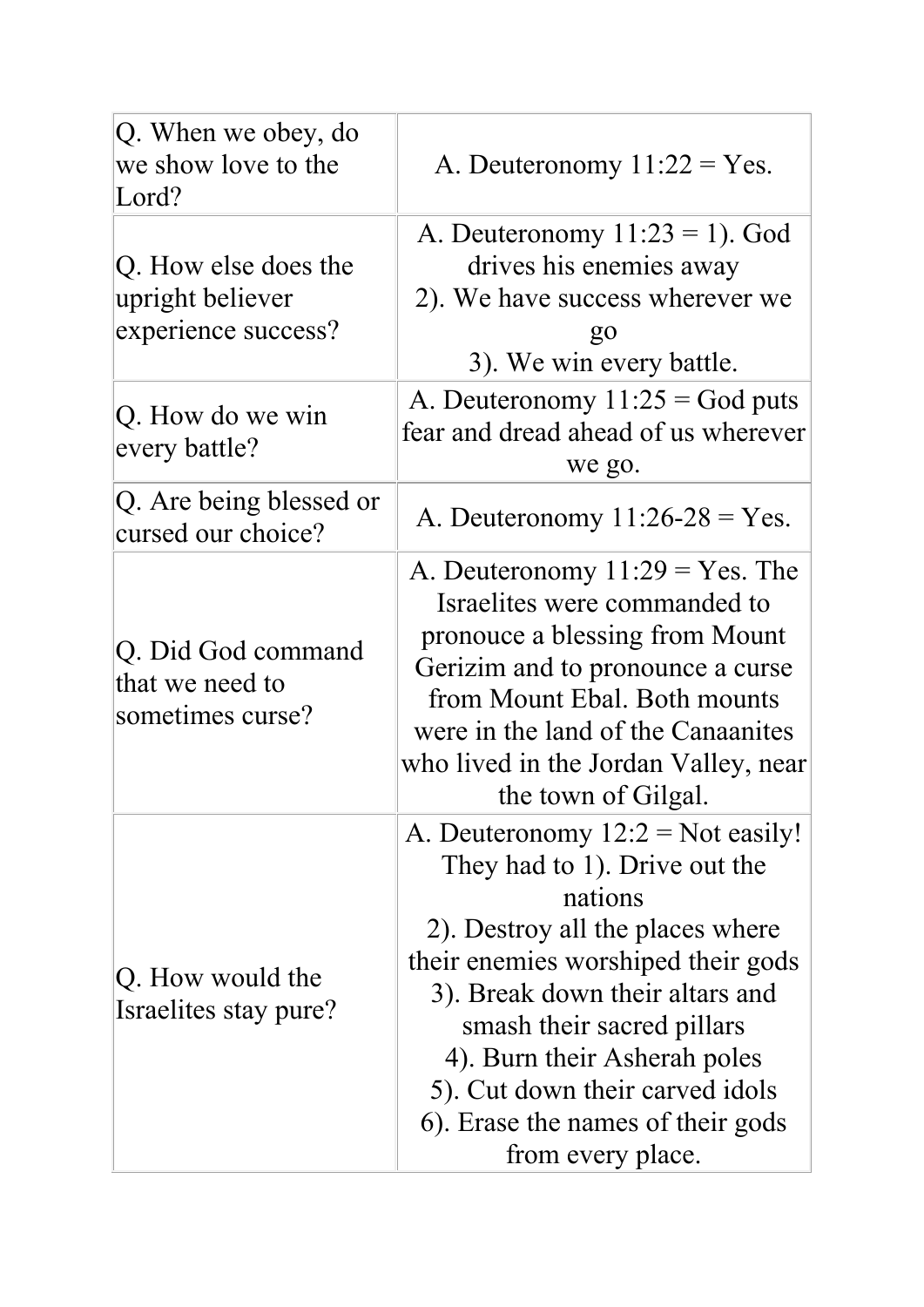| Q. When we obey, do we show love to the Lord? | A. Deuteronomy 11:22 = Yes. |
|---|---|
| Q. How else does the upright believer experience success? | A. Deuteronomy 11:23 = 1). God drives his enemies away<br>2). We have success wherever we go<br>3). We win every battle. |
| Q. How do we win every battle? | A. Deuteronomy 11:25 = God puts fear and dread ahead of us wherever we go. |
| Q. Are being blessed or cursed our choice? | A. Deuteronomy 11:26-28 = Yes. |
| Q. Did God command that we need to sometimes curse? | A. Deuteronomy 11:29 = Yes. The Israelites were commanded to pronouce a blessing from Mount Gerizim and to pronounce a curse from Mount Ebal. Both mounts were in the land of the Canaanites who lived in the Jordan Valley, near the town of Gilgal. |
| Q. How would the Israelites stay pure? | A. Deuteronomy 12:2 = Not easily! They had to 1). Drive out the nations<br>2). Destroy all the places where their enemies worshiped their gods<br>3). Break down their altars and smash their sacred pillars<br>4). Burn their Asherah poles<br>5). Cut down their carved idols<br>6). Erase the names of their gods from every place. |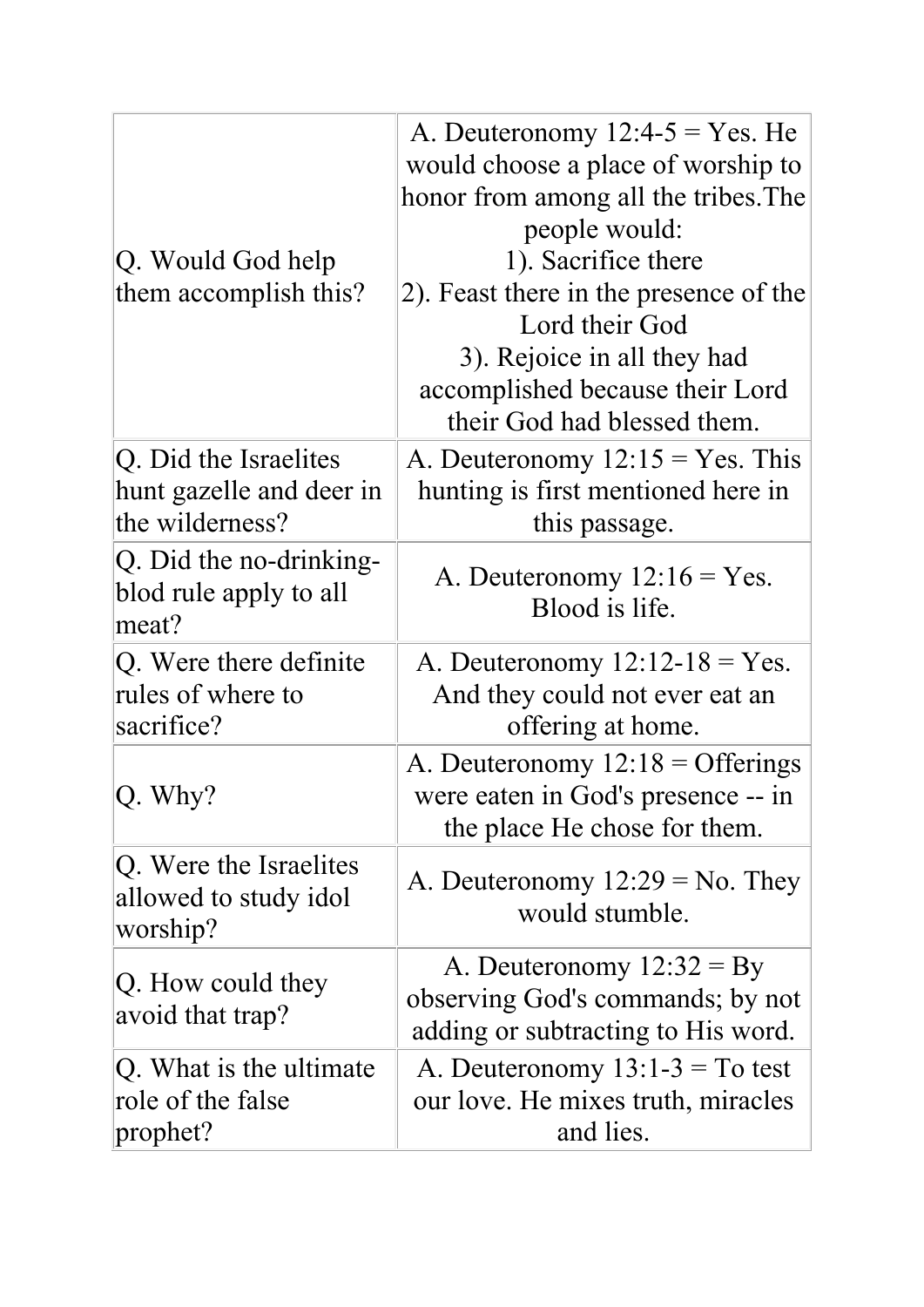| | |
|---|---|
| Q. Would God help them accomplish this? | A. Deuteronomy 12:4-5 = Yes. He would choose a place of worship to honor from among all the tribes.The people would:<br>1). Sacrifice there<br>2). Feast there in the presence of the Lord their God<br>3). Rejoice in all they had accomplished because their Lord their God had blessed them. |
| Q. Did the Israelites hunt gazelle and deer in the wilderness? | A. Deuteronomy 12:15 = Yes. This hunting is first mentioned here in this passage. |
| Q. Did the no-drinking-blod rule apply to all meat? | A. Deuteronomy 12:16 = Yes. Blood is life. |
| Q. Were there definite rules of where to sacrifice? | A. Deuteronomy 12:12-18 = Yes. And they could not ever eat an offering at home. |
| Q. Why? | A. Deuteronomy 12:18 = Offerings were eaten in God's presence -- in the place He chose for them. |
| Q. Were the Israelites allowed to study idol worship? | A. Deuteronomy 12:29 = No. They would stumble. |
| Q. How could they avoid that trap? | A. Deuteronomy 12:32 = By observing God's commands; by not adding or subtracting to His word. |
| Q. What is the ultimate role of the false prophet? | A. Deuteronomy 13:1-3 = To test our love. He mixes truth, miracles and lies. |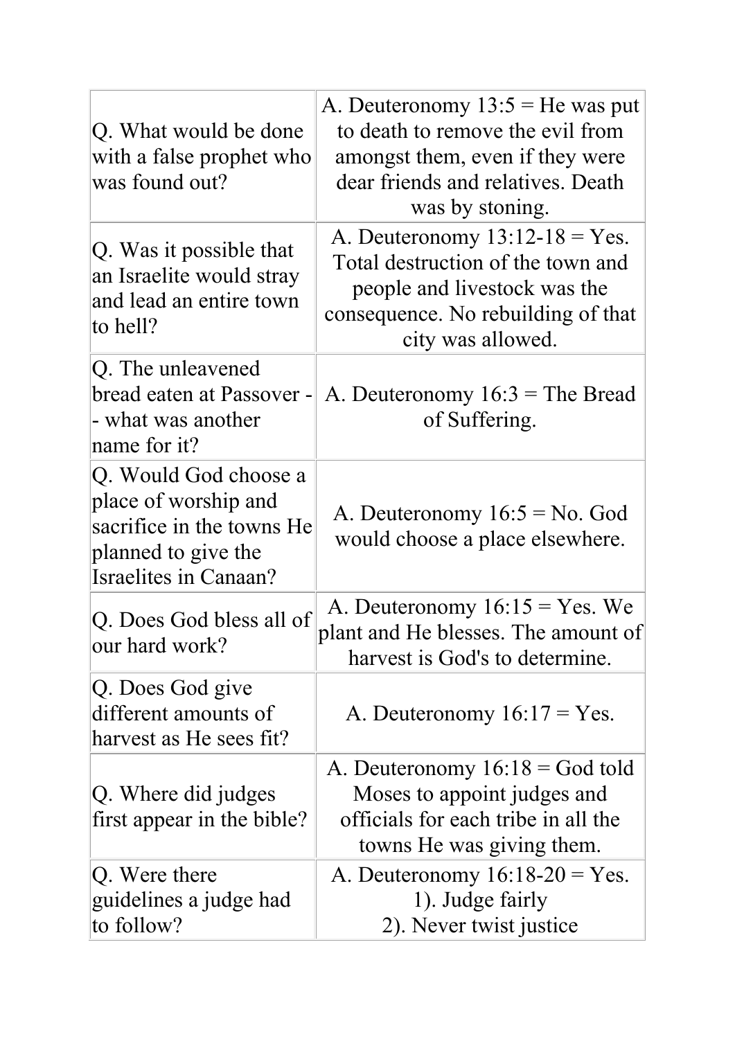| | |
|---|---|
| Q. What would be done with a false prophet who was found out? | A. Deuteronomy 13:5 = He was put to death to remove the evil from amongst them, even if they were dear friends and relatives. Death was by stoning. |
| Q. Was it possible that an Israelite would stray and lead an entire town to hell? | A. Deuteronomy 13:12-18 = Yes. Total destruction of the town and people and livestock was the consequence. No rebuilding of that city was allowed. |
| Q. The unleavened bread eaten at Passover -- what was another name for it? | A. Deuteronomy 16:3 = The Bread of Suffering. |
| Q. Would God choose a place of worship and sacrifice in the towns He planned to give the Israelites in Canaan? | A. Deuteronomy 16:5 = No. God would choose a place elsewhere. |
| Q. Does God bless all of our hard work? | A. Deuteronomy 16:15 = Yes. We plant and He blesses. The amount of harvest is God's to determine. |
| Q. Does God give different amounts of harvest as He sees fit? | A. Deuteronomy 16:17 = Yes. |
| Q. Where did judges first appear in the bible? | A. Deuteronomy 16:18 = God told Moses to appoint judges and officials for each tribe in all the towns He was giving them. |
| Q. Were there guidelines a judge had to follow? | A. Deuteronomy 16:18-20 = Yes.<br>1). Judge fairly<br>2). Never twist justice |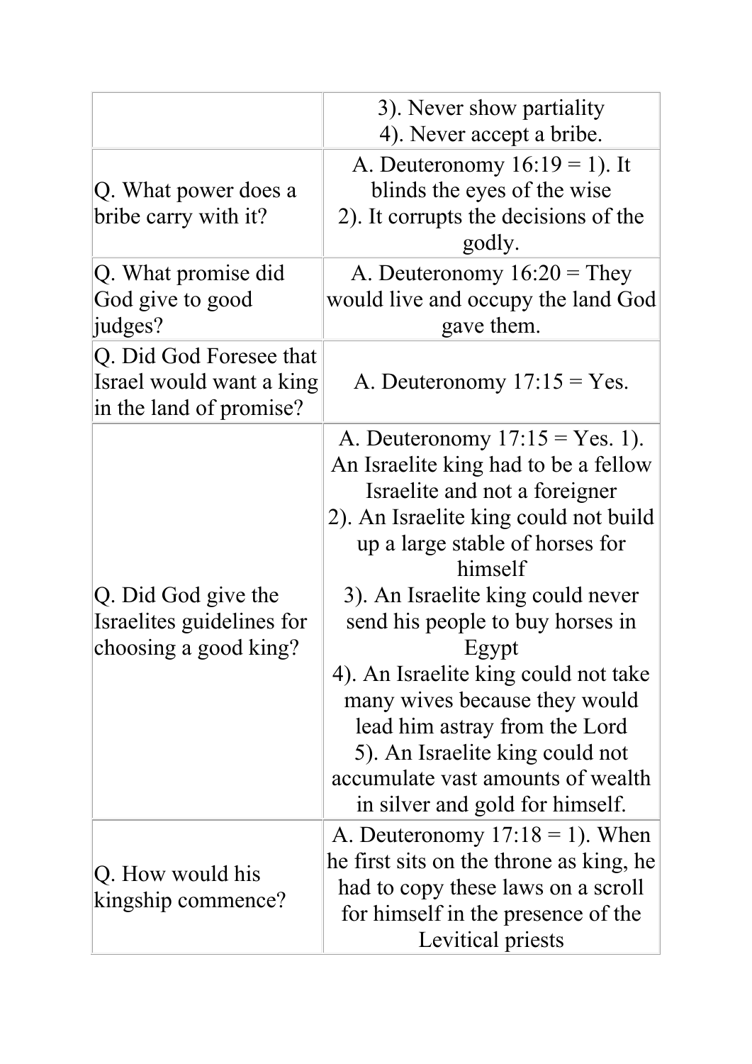| | |
|---|---|
| | 3). Never show partiality<br>4). Never accept a bribe. |
| Q. What power does a bribe carry with it? | A. Deuteronomy 16:19 = 1). It blinds the eyes of the wise<br>2). It corrupts the decisions of the godly. |
| Q. What promise did God give to good judges? | A. Deuteronomy 16:20 = They would live and occupy the land God gave them. |
| Q. Did God Foresee that Israel would want a king in the land of promise? | A. Deuteronomy 17:15 = Yes. |
| Q. Did God give the Israelites guidelines for choosing a good king? | A. Deuteronomy 17:15 = Yes. 1). An Israelite king had to be a fellow Israelite and not a foreigner<br>2). An Israelite king could not build up a large stable of horses for himself<br>3). An Israelite king could never send his people to buy horses in Egypt<br>4). An Israelite king could not take many wives because they would lead him astray from the Lord<br>5). An Israelite king could not accumulate vast amounts of wealth in silver and gold for himself. |
| Q. How would his kingship commence? | A. Deuteronomy 17:18 = 1). When he first sits on the throne as king, he had to copy these laws on a scroll for himself in the presence of the Levitical priests |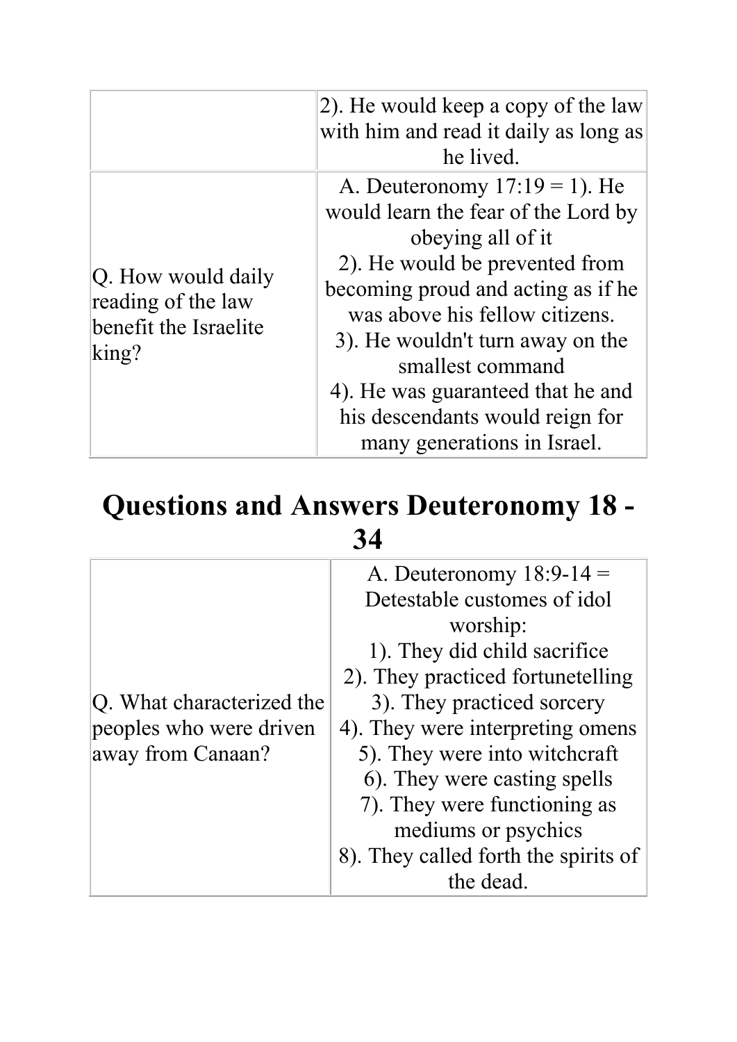| | |
|---|---|
| | 2). He would keep a copy of the law with him and read it daily as long as he lived. |
| Q. How would daily reading of the law benefit the Israelite king? | A. Deuteronomy 17:19 = 1). He would learn the fear of the Lord by obeying all of it<br>2). He would be prevented from becoming proud and acting as if he was above his fellow citizens.<br>3). He wouldn't turn away on the smallest command<br>4). He was guaranteed that he and his descendants would reign for many generations in Israel. |

# Questions and Answers Deuteronomy 18 - 34

| | |
|---|---|
| Q. What characterized the peoples who were driven away from Canaan? | A. Deuteronomy 18:9-14 = Detestable customes of idol worship:<br>1). They did child sacrifice<br>2). They practiced fortunetelling<br>3). They practiced sorcery<br>4). They were interpreting omens<br>5). They were into witchcraft<br>6). They were casting spells<br>7). They were functioning as mediums or psychics<br>8). They called forth the spirits of the dead. |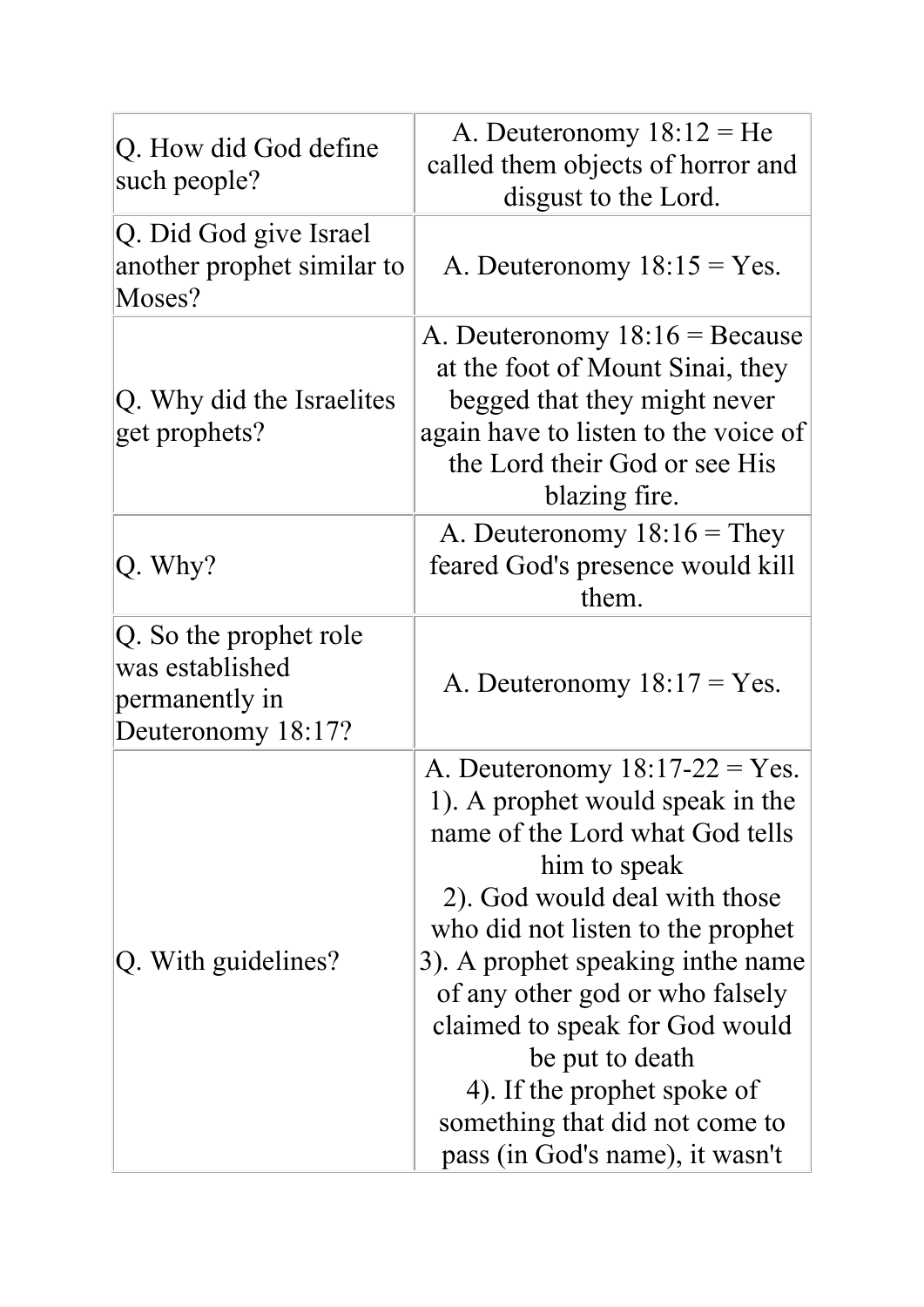| | |
|---|---|
| Q. How did God define such people? | A. Deuteronomy 18:12 = He called them objects of horror and disgust to the Lord. |
| Q. Did God give Israel another prophet similar to Moses? | A. Deuteronomy 18:15 = Yes. |
| Q. Why did the Israelites get prophets? | A. Deuteronomy 18:16 = Because at the foot of Mount Sinai, they begged that they might never again have to listen to the voice of the Lord their God or see His blazing fire. |
| Q. Why? | A. Deuteronomy 18:16 = They feared God's presence would kill them. |
| Q. So the prophet role was established permanently in Deuteronomy 18:17? | A. Deuteronomy 18:17 = Yes. |
| Q. With guidelines? | A. Deuteronomy 18:17-22 = Yes. 1). A prophet would speak in the name of the Lord what God tells him to speak 2). God would deal with those who did not listen to the prophet 3). A prophet speaking inthe name of any other god or who falsely claimed to speak for God would be put to death 4). If the prophet spoke of something that did not come to pass (in God's name), it wasn't |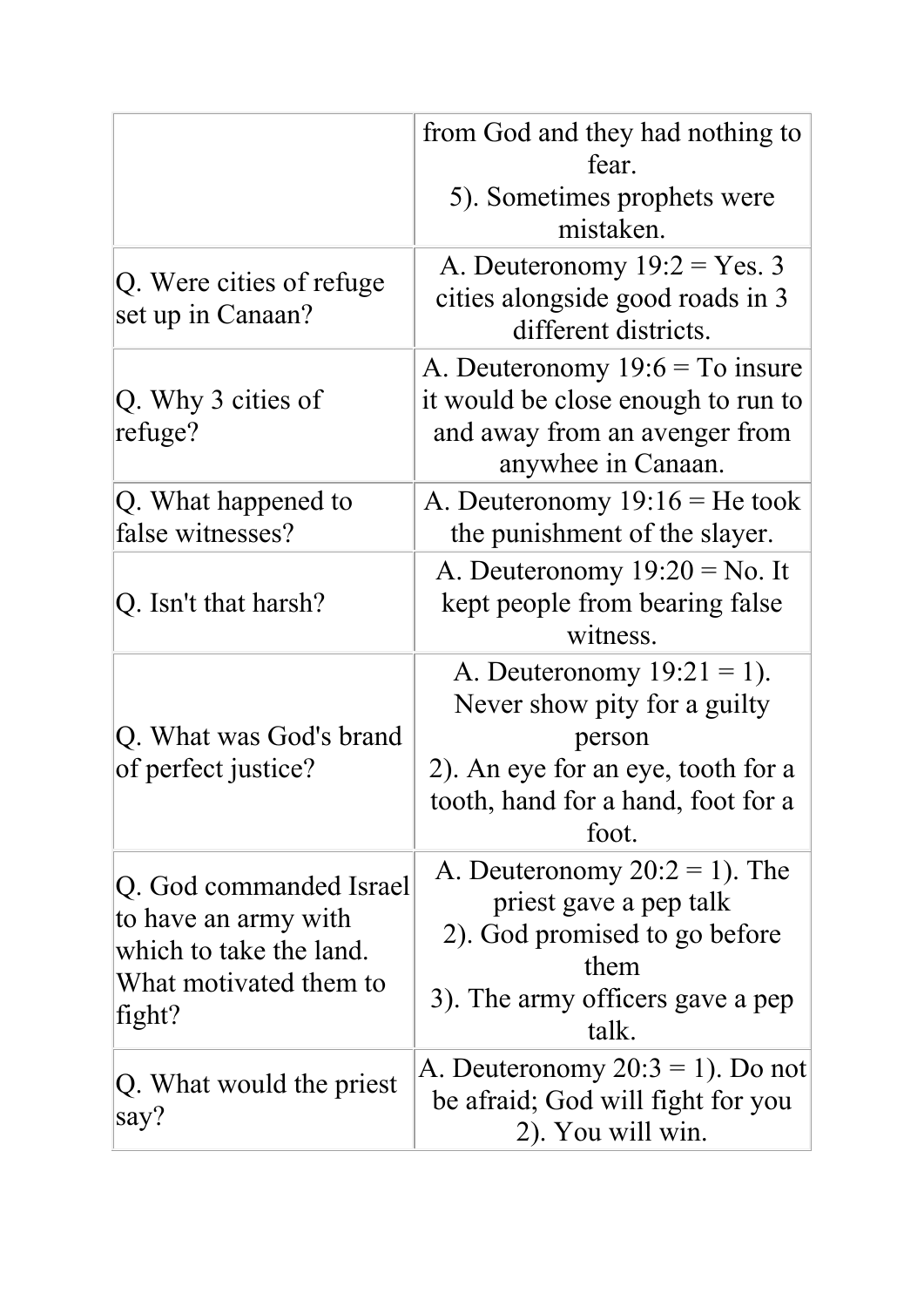| | |
|---|---|
| | from God and they had nothing to fear.<br>5). Sometimes prophets were mistaken. |
| Q. Were cities of refuge set up in Canaan? | A. Deuteronomy 19:2 = Yes. 3 cities alongside good roads in 3 different districts. |
| Q. Why 3 cities of refuge? | A. Deuteronomy 19:6 = To insure it would be close enough to run to and away from an avenger from anywhee in Canaan. |
| Q. What happened to false witnesses? | A. Deuteronomy 19:16 = He took the punishment of the slayer. |
| Q. Isn't that harsh? | A. Deuteronomy 19:20 = No. It kept people from bearing false witness. |
| Q. What was God's brand of perfect justice? | A. Deuteronomy 19:21 = 1). Never show pity for a guilty person<br>2). An eye for an eye, tooth for a tooth, hand for a hand, foot for a foot. |
| Q. God commanded Israel to have an army with which to take the land. What motivated them to fight? | A. Deuteronomy 20:2 = 1). The priest gave a pep talk<br>2). God promised to go before them<br>3). The army officers gave a pep talk. |
| Q. What would the priest say? | A. Deuteronomy 20:3 = 1). Do not be afraid; God will fight for you<br>2). You will win. |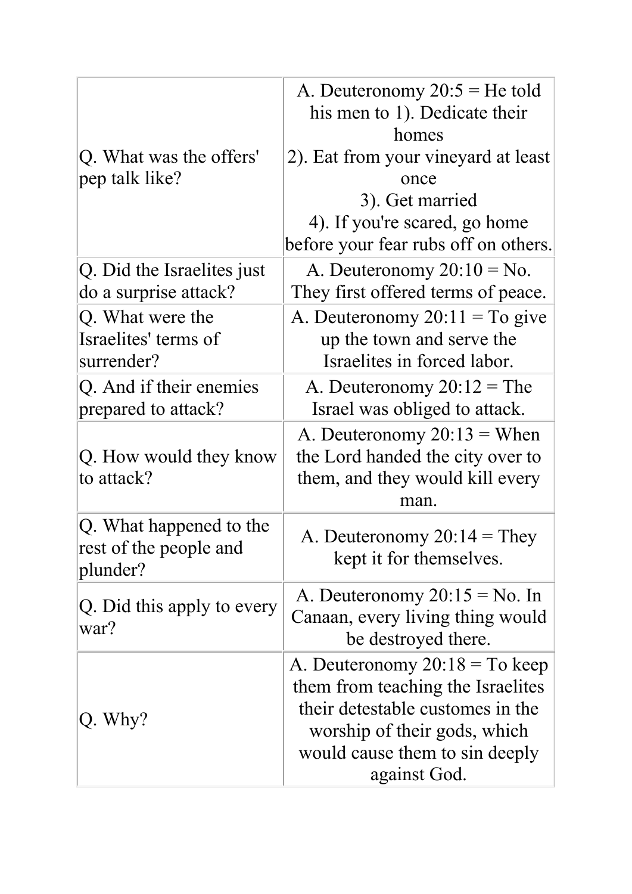| | |
|---|---|
| Q. What was the offers' pep talk like? | A. Deuteronomy 20:5 = He told his men to 1). Dedicate their homes<br>2). Eat from your vineyard at least once<br>3). Get married<br>4). If you're scared, go home before your fear rubs off on others. |
| Q. Did the Israelites just do a surprise attack? | A. Deuteronomy 20:10 = No. They first offered terms of peace. |
| Q. What were the Israelites' terms of surrender? | A. Deuteronomy 20:11 = To give up the town and serve the Israelites in forced labor. |
| Q. And if their enemies prepared to attack? | A. Deuteronomy 20:12 = The Israel was obliged to attack. |
| Q. How would they know to attack? | A. Deuteronomy 20:13 = When the Lord handed the city over to them, and they would kill every man. |
| Q. What happened to the rest of the people and plunder? | A. Deuteronomy 20:14 = They kept it for themselves. |
| Q. Did this apply to every war? | A. Deuteronomy 20:15 = No. In Canaan, every living thing would be destroyed there. |
| Q. Why? | A. Deuteronomy 20:18 = To keep them from teaching the Israelites their detestable customes in the worship of their gods, which would cause them to sin deeply against God. |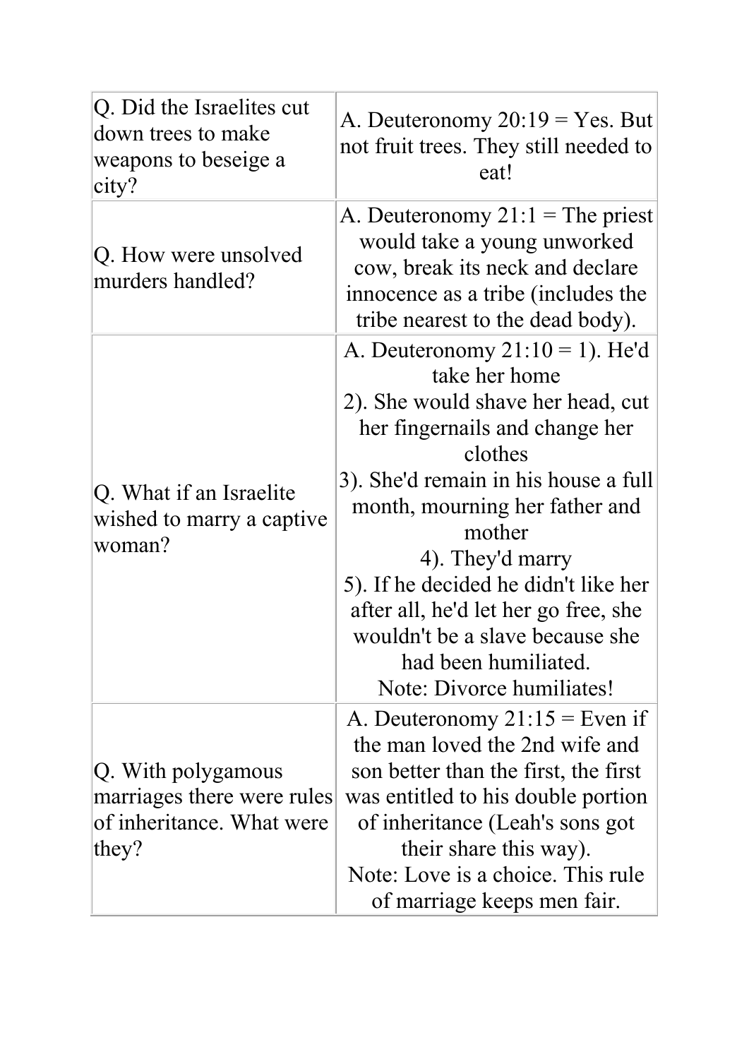| Q. Did the Israelites cut down trees to make weapons to beseige a city? | A. Deuteronomy 20:19 = Yes. But not fruit trees. They still needed to eat! |
|---|---|
| Q. How were unsolved murders handled? | A. Deuteronomy 21:1 = The priest would take a young unworked cow, break its neck and declare innocence as a tribe (includes the tribe nearest to the dead body). |
| Q. What if an Israelite wished to marry a captive woman? | A. Deuteronomy 21:10 = 1). He'd take her home<br>2). She would shave her head, cut her fingernails and change her clothes<br>3). She'd remain in his house a full month, mourning her father and mother<br>4). They'd marry<br>5). If he decided he didn't like her after all, he'd let her go free, she wouldn't be a slave because she had been humiliated.<br>Note: Divorce humiliates! |
| Q. With polygamous marriages there were rules of inheritance. What were they? | A. Deuteronomy 21:15 = Even if the man loved the 2nd wife and son better than the first, the first was entitled to his double portion of inheritance (Leah's sons got their share this way).<br>Note: Love is a choice. This rule of marriage keeps men fair. |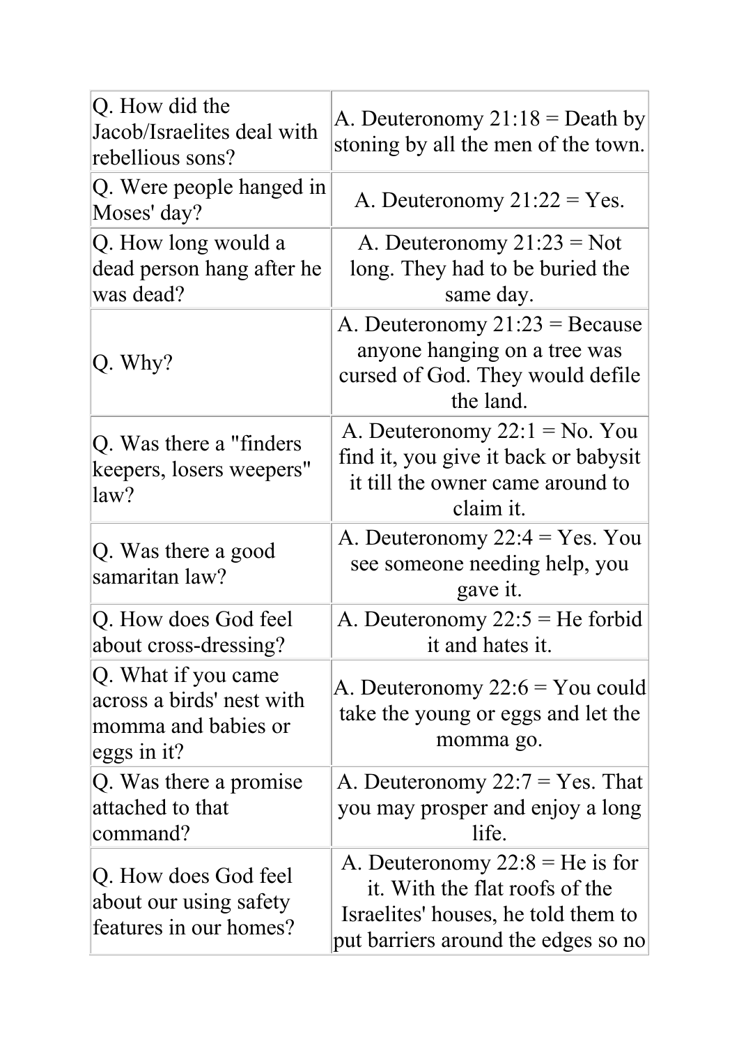| Q. How did the Jacob/Israelites deal with rebellious sons? | A. Deuteronomy 21:18 = Death by stoning by all the men of the town. |
|---|---|
| Q. Were people hanged in Moses' day? | A. Deuteronomy 21:22 = Yes. |
| Q. How long would a dead person hang after he was dead? | A. Deuteronomy 21:23 = Not long. They had to be buried the same day. |
| Q. Why? | A. Deuteronomy 21:23 = Because anyone hanging on a tree was cursed of God. They would defile the land. |
| Q. Was there a "finders keepers, losers weepers" law? | A. Deuteronomy 22:1 = No. You find it, you give it back or babysit it till the owner came around to claim it. |
| Q. Was there a good samaritan law? | A. Deuteronomy 22:4 = Yes. You see someone needing help, you gave it. |
| Q. How does God feel about cross-dressing? | A. Deuteronomy 22:5 = He forbid it and hates it. |
| Q. What if you came across a birds' nest with momma and babies or eggs in it? | A. Deuteronomy 22:6 = You could take the young or eggs and let the momma go. |
| Q. Was there a promise attached to that command? | A. Deuteronomy 22:7 = Yes. That you may prosper and enjoy a long life. |
| Q. How does God feel about our using safety features in our homes? | A. Deuteronomy 22:8 = He is for it. With the flat roofs of the Israelites' houses, he told them to put barriers around the edges so no |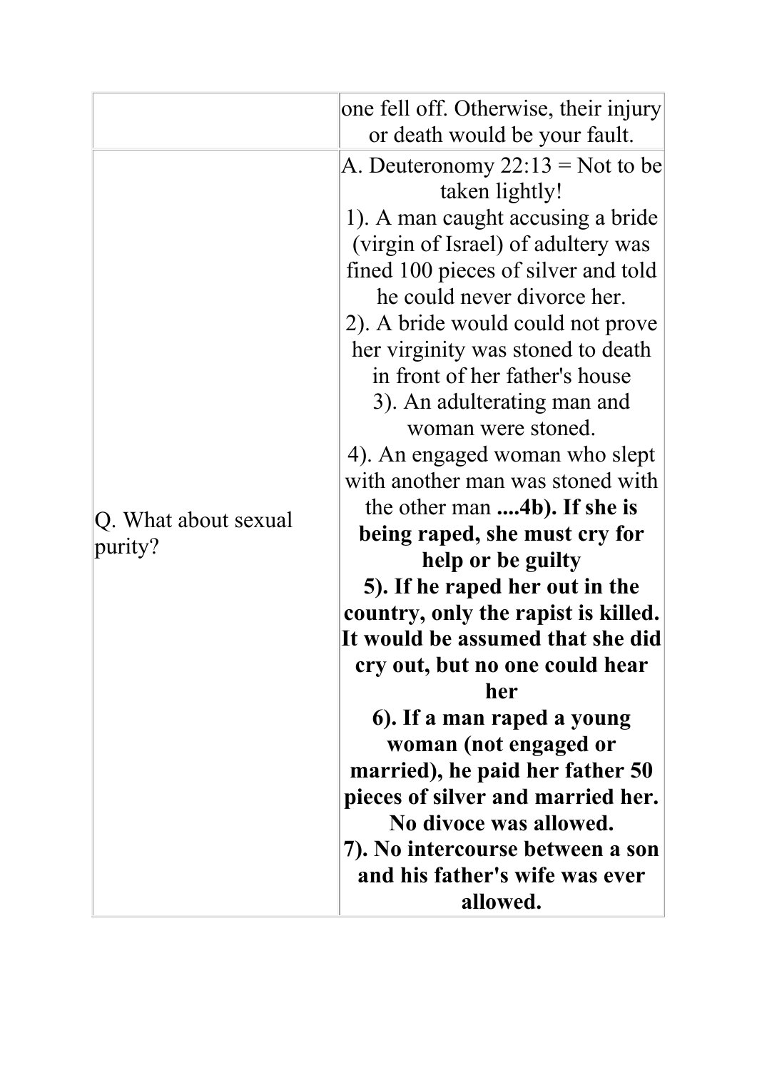| | |
|---|---|
| | one fell off. Otherwise, their injury or death would be your fault. |
| Q. What about sexual purity? | A. Deuteronomy 22:13 = Not to be taken lightly!<br>1). A man caught accusing a bride (virgin of Israel) of adultery was fined 100 pieces of silver and told he could never divorce her.<br>2). A bride would could not prove her virginity was stoned to death in front of her father's house<br>3). An adulterating man and woman were stoned.<br>4). An engaged woman who slept with another man was stoned with the other man **....4b). If she is being raped, she must cry for help or be guilty**<br>**5). If he raped her out in the country, only the rapist is killed. It would be assumed that she did cry out, but no one could hear her**<br>**6). If a man raped a young woman (not engaged or married), he paid her father 50 pieces of silver and married her. No divoce was allowed.**<br>**7). No intercourse between a son and his father's wife was ever allowed.** |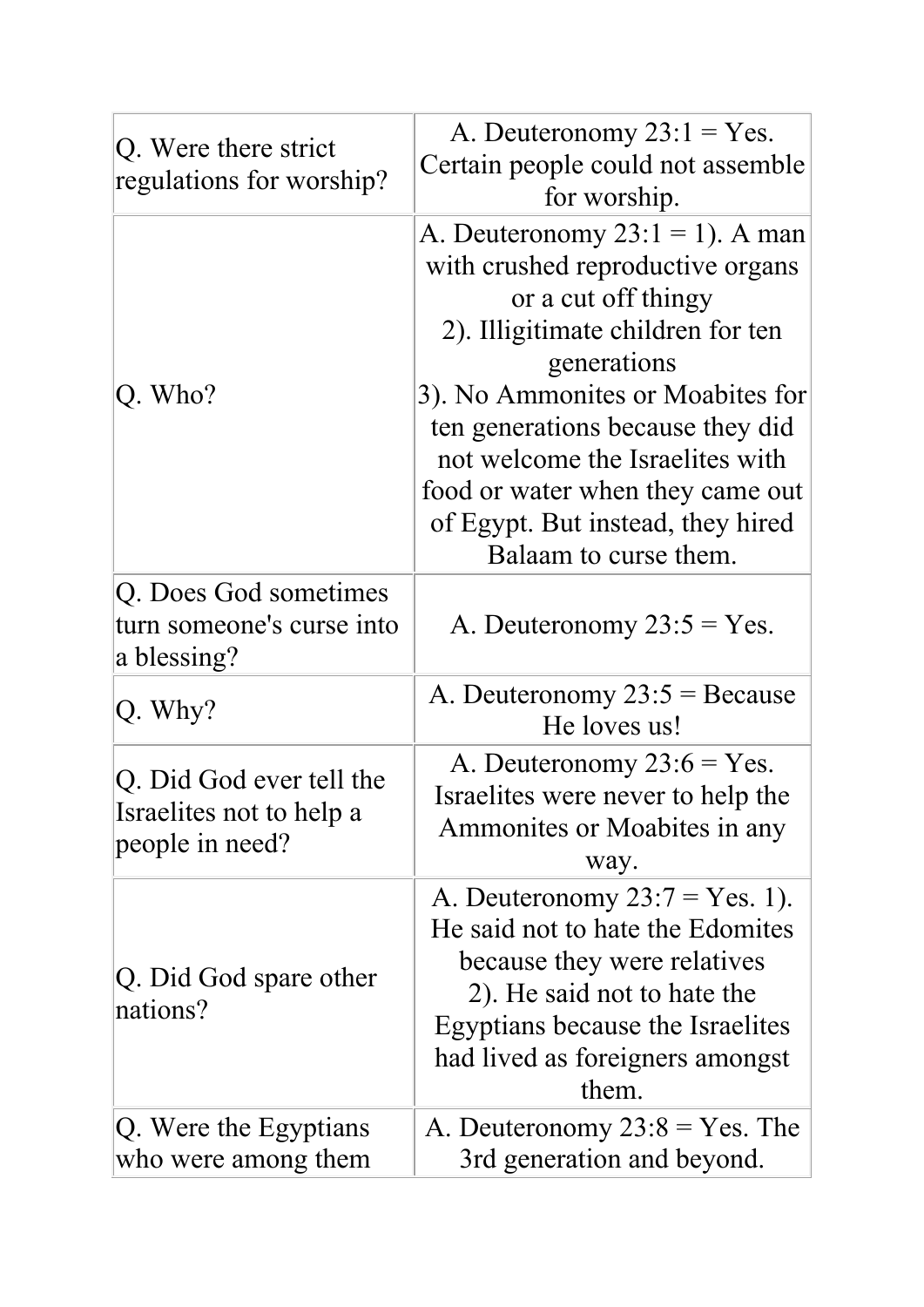| | |
|---|---|
| Q. Were there strict regulations for worship? | A. Deuteronomy 23:1 = Yes. Certain people could not assemble for worship. |
| Q. Who? | A. Deuteronomy 23:1 = 1). A man with crushed reproductive organs or a cut off thingy<br>2). Illigitimate children for ten generations<br>3). No Ammonites or Moabites for ten generations because they did not welcome the Israelites with food or water when they came out of Egypt. But instead, they hired Balaam to curse them. |
| Q. Does God sometimes turn someone's curse into a blessing? | A. Deuteronomy 23:5 = Yes. |
| Q. Why? | A. Deuteronomy 23:5 = Because He loves us! |
| Q. Did God ever tell the Israelites not to help a people in need? | A. Deuteronomy 23:6 = Yes. Israelites were never to help the Ammonites or Moabites in any way. |
| Q. Did God spare other nations? | A. Deuteronomy 23:7 = Yes. 1). He said not to hate the Edomites because they were relatives<br>2). He said not to hate the Egyptians because the Israelites had lived as foreigners amongst them. |
| Q. Were the Egyptians who were among them | A. Deuteronomy 23:8 = Yes. The 3rd generation and beyond. |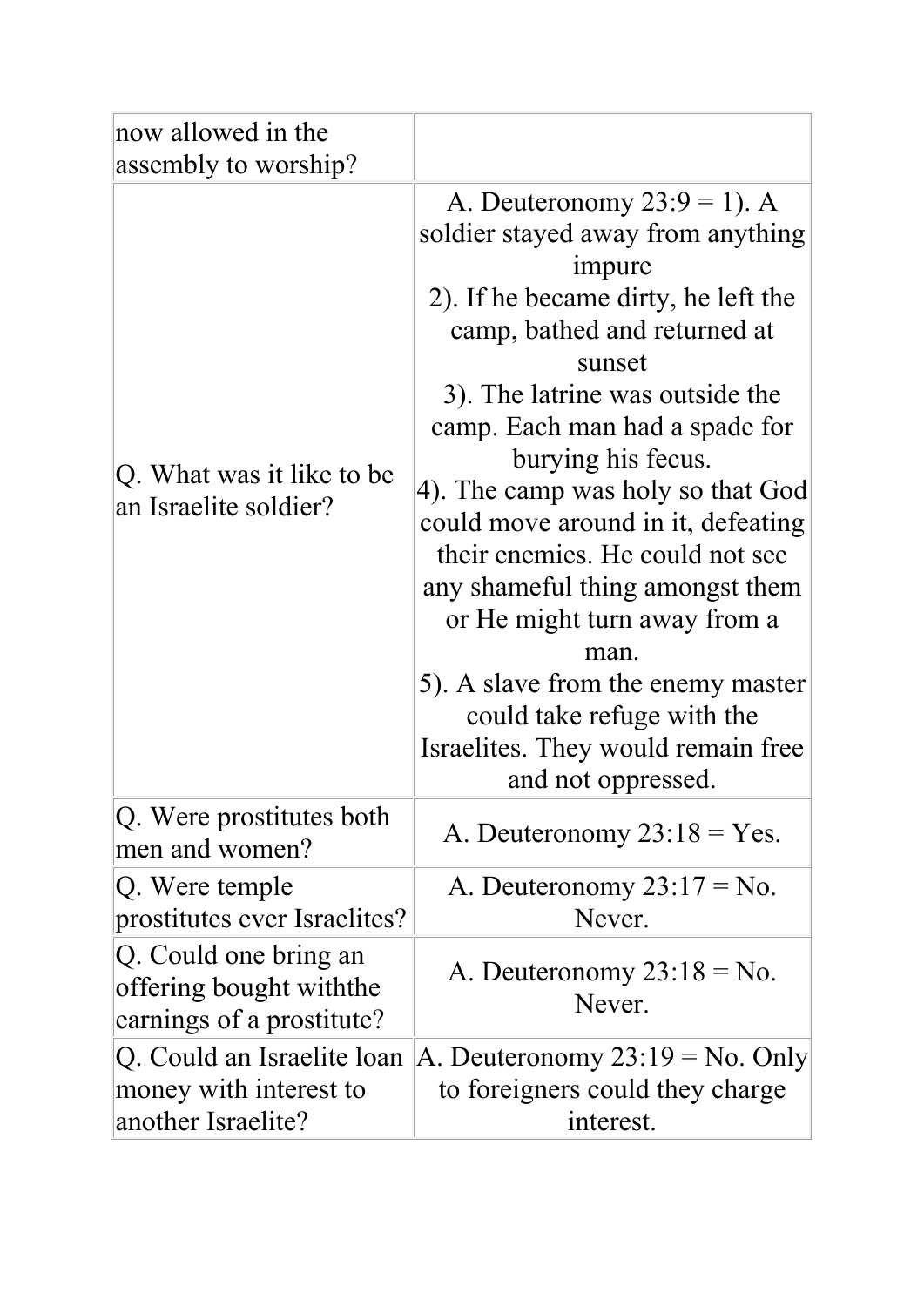| | |
|---|---|
| now allowed in the assembly to worship? | |
| Q. What was it like to be an Israelite soldier? | A. Deuteronomy 23:9 = 1). A soldier stayed away from anything impure<br>2). If he became dirty, he left the camp, bathed and returned at sunset<br>3). The latrine was outside the camp. Each man had a spade for burying his fecus.<br>4). The camp was holy so that God could move around in it, defeating their enemies. He could not see any shameful thing amongst them or He might turn away from a man.<br>5). A slave from the enemy master could take refuge with the Israelites. They would remain free and not oppressed. |
| Q. Were prostitutes both men and women? | A. Deuteronomy 23:18 = Yes. |
| Q. Were temple prostitutes ever Israelites? | A. Deuteronomy 23:17 = No. Never. |
| Q. Could one bring an offering bought withthe earnings of a prostitute? | A. Deuteronomy 23:18 = No. Never. |
| Q. Could an Israelite loan money with interest to another Israelite? | A. Deuteronomy 23:19 = No. Only to foreigners could they charge interest. |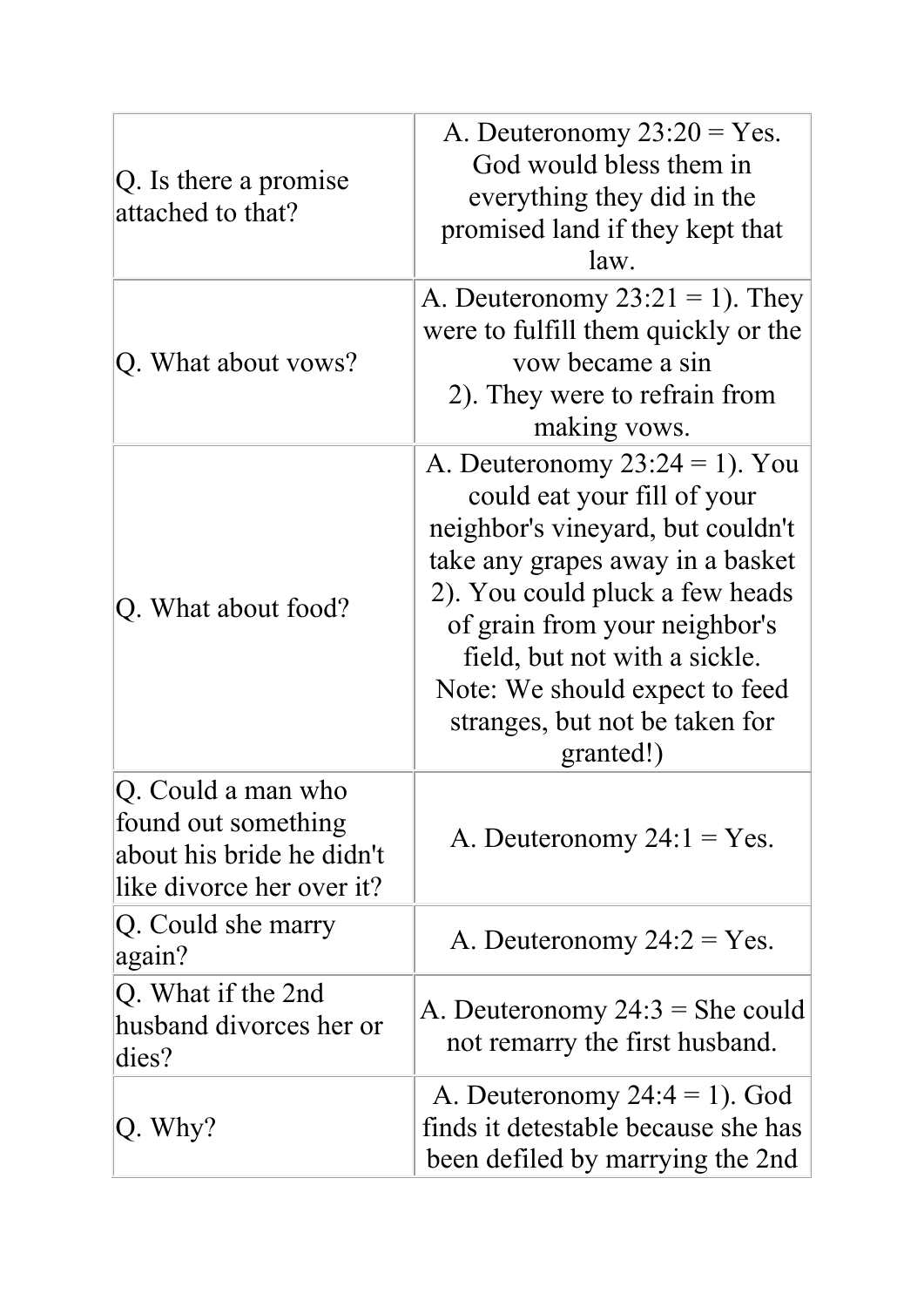| Q. Is there a promise attached to that? | A. Deuteronomy 23:20 = Yes. God would bless them in everything they did in the promised land if they kept that law. |
|---|---|
| Q. What about vows? | A. Deuteronomy 23:21 = 1). They were to fulfill them quickly or the vow became a sin<br>2). They were to refrain from making vows. |
| Q. What about food? | A. Deuteronomy 23:24 = 1). You could eat your fill of your neighbor's vineyard, but couldn't take any grapes away in a basket<br>2). You could pluck a few heads of grain from your neighbor's field, but not with a sickle.<br>Note: We should expect to feed stranges, but not be taken for granted!) |
| Q. Could a man who found out something about his bride he didn't like divorce her over it? | A. Deuteronomy 24:1 = Yes. |
| Q. Could she marry again? | A. Deuteronomy 24:2 = Yes. |
| Q. What if the 2nd husband divorces her or dies? | A. Deuteronomy 24:3 = She could not remarry the first husband. |
| Q. Why? | A. Deuteronomy 24:4 = 1). God finds it detestable because she has been defiled by marrying the 2nd |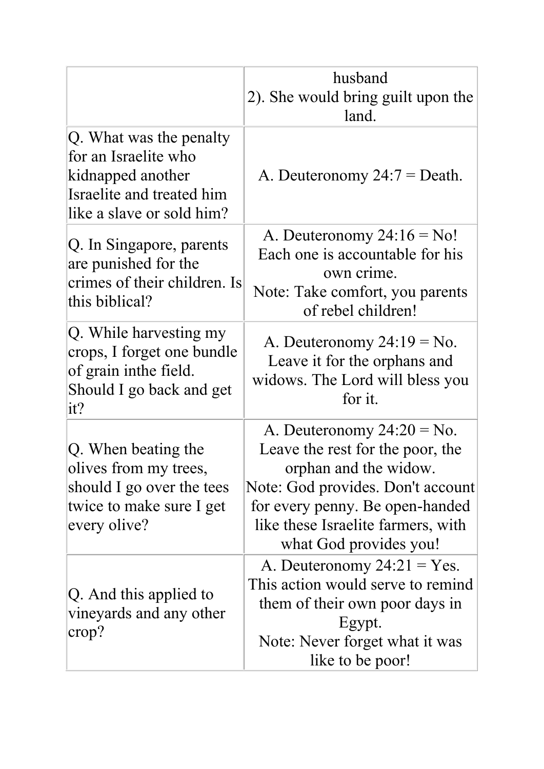| | |
|---|---|
| | husband<br>2). She would bring guilt upon the land. |
| Q. What was the penalty for an Israelite who kidnapped another Israelite and treated him like a slave or sold him? | A. Deuteronomy 24:7 = Death. |
| Q. In Singapore, parents are punished for the crimes of their children. Is this biblical? | A. Deuteronomy 24:16 = No! Each one is accountable for his own crime.<br>Note: Take comfort, you parents of rebel children! |
| Q. While harvesting my crops, I forget one bundle of grain inthe field. Should I go back and get it? | A. Deuteronomy 24:19 = No. Leave it for the orphans and widows. The Lord will bless you for it. |
| Q. When beating the olives from my trees, should I go over the tees twice to make sure I get every olive? | A. Deuteronomy 24:20 = No. Leave the rest for the poor, the orphan and the widow.<br>Note: God provides. Don't account for every penny. Be open-handed like these Israelite farmers, with what God provides you! |
| Q. And this applied to vineyards and any other crop? | A. Deuteronomy 24:21 = Yes. This action would serve to remind them of their own poor days in Egypt.<br>Note: Never forget what it was like to be poor! |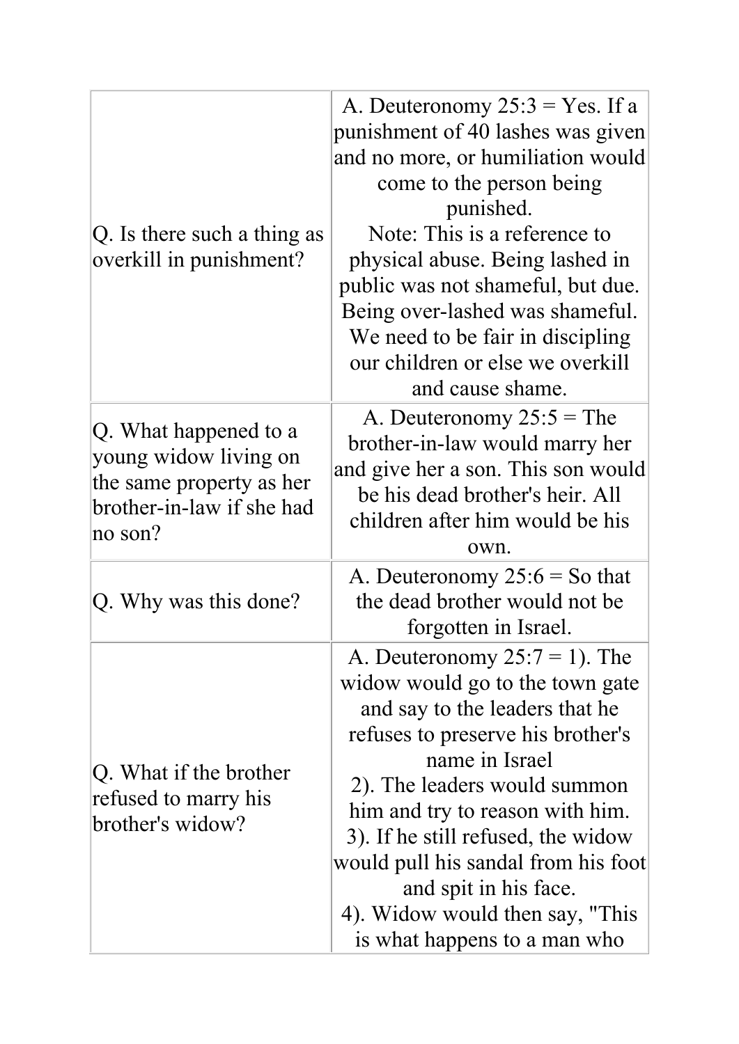| | |
|---|---|
| Q. Is there such a thing as overkill in punishment? | A. Deuteronomy 25:3 = Yes. If a punishment of 40 lashes was given and no more, or humiliation would come to the person being punished.<br>Note: This is a reference to physical abuse. Being lashed in public was not shameful, but due. Being over-lashed was shameful. We need to be fair in discipling our children or else we overkill and cause shame. |
| Q. What happened to a young widow living on the same property as her brother-in-law if she had no son? | A. Deuteronomy 25:5 = The brother-in-law would marry her and give her a son. This son would be his dead brother's heir. All children after him would be his own. |
| Q. Why was this done? | A. Deuteronomy 25:6 = So that the dead brother would not be forgotten in Israel. |
| Q. What if the brother refused to marry his brother's widow? | A. Deuteronomy 25:7 = 1). The widow would go to the town gate and say to the leaders that he refuses to preserve his brother's name in Israel<br>2). The leaders would summon him and try to reason with him.<br>3). If he still refused, the widow would pull his sandal from his foot and spit in his face.<br>4). Widow would then say, "This is what happens to a man who |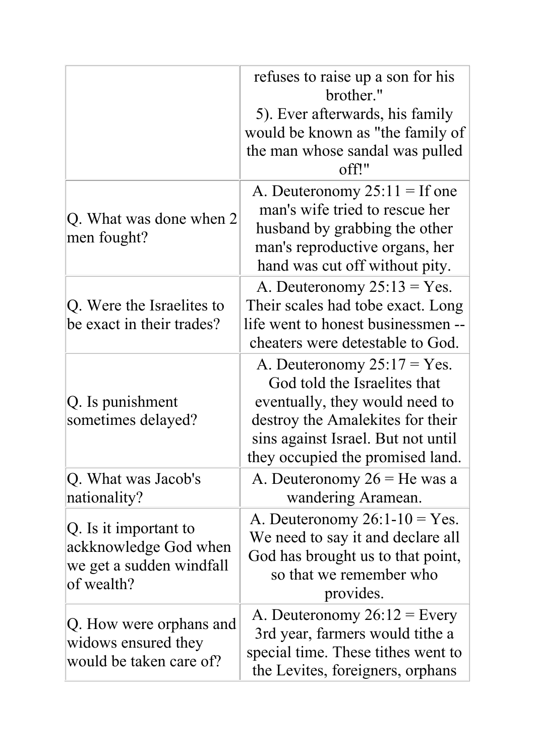| | |
|---|---|
| | refuses to raise up a son for his brother."<br>5). Ever afterwards, his family would be known as "the family of the man whose sandal was pulled off!" |
| Q. What was done when 2 men fought? | A. Deuteronomy 25:11 = If one man's wife tried to rescue her husband by grabbing the other man's reproductive organs, her hand was cut off without pity. |
| Q. Were the Israelites to be exact in their trades? | A. Deuteronomy 25:13 = Yes. Their scales had tobe exact. Long life went to honest businessmen -- cheaters were detestable to God. |
| Q. Is punishment sometimes delayed? | A. Deuteronomy 25:17 = Yes. God told the Israelites that eventually, they would need to destroy the Amalekites for their sins against Israel. But not until they occupied the promised land. |
| Q. What was Jacob's nationality? | A. Deuteronomy 26 = He was a wandering Aramean. |
| Q. Is it important to ackknowledge God when we get a sudden windfall of wealth? | A. Deuteronomy 26:1-10 = Yes. We need to say it and declare all God has brought us to that point, so that we remember who provides. |
| Q. How were orphans and widows ensured they would be taken care of? | A. Deuteronomy 26:12 = Every 3rd year, farmers would tithe a special time. These tithes went to the Levites, foreigners, orphans |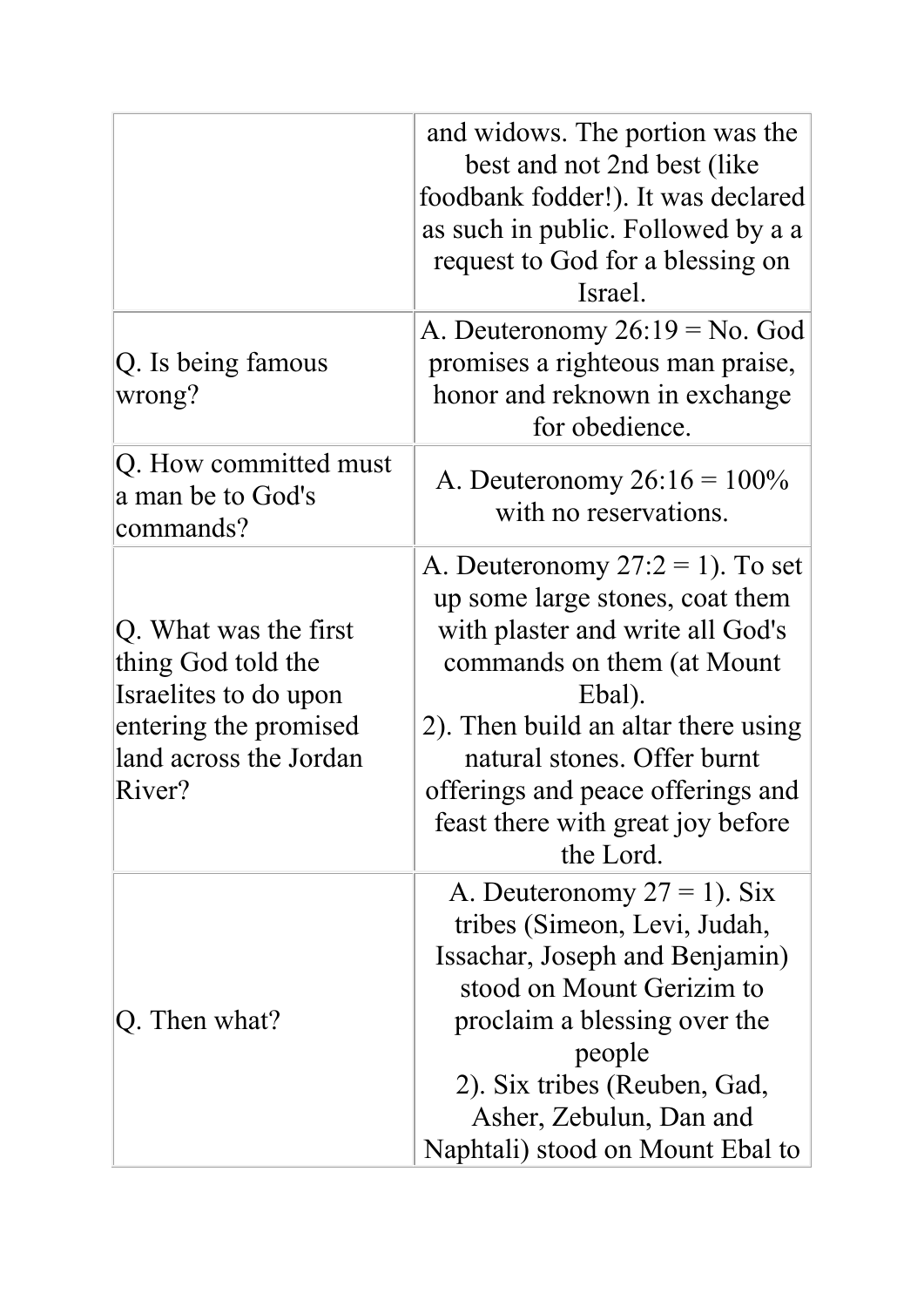| | |
|---|---|
| | and widows. The portion was the best and not 2nd best (like foodbank fodder!). It was declared as such in public. Followed by a a request to God for a blessing on Israel. |
| Q. Is being famous wrong? | A. Deuteronomy 26:19 = No. God promises a righteous man praise, honor and reknown in exchange for obedience. |
| Q. How committed must a man be to God's commands? | A. Deuteronomy 26:16 = 100% with no reservations. |
| Q. What was the first thing God told the Israelites to do upon entering the promised land across the Jordan River? | A. Deuteronomy 27:2 = 1). To set up some large stones, coat them with plaster and write all God's commands on them (at Mount Ebal).<br>2). Then build an altar there using natural stones. Offer burnt offerings and peace offerings and feast there with great joy before the Lord. |
| Q. Then what? | A. Deuteronomy 27 = 1). Six tribes (Simeon, Levi, Judah, Issachar, Joseph and Benjamin) stood on Mount Gerizim to proclaim a blessing over the people<br>2). Six tribes (Reuben, Gad, Asher, Zebulun, Dan and Naphtali) stood on Mount Ebal to |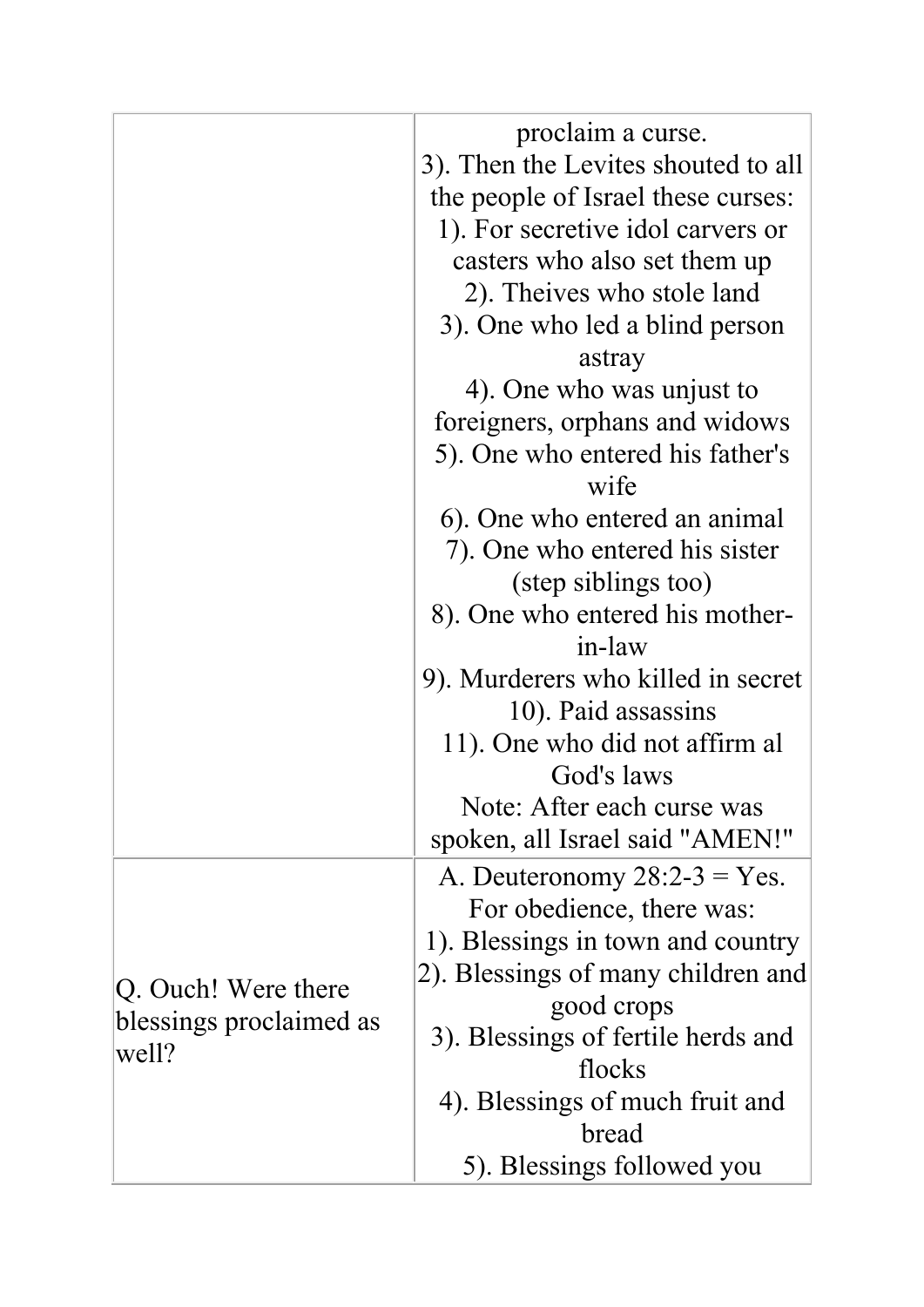| | |
|---|---|
| | proclaim a curse.<br>3). Then the Levites shouted to all the people of Israel these curses:<br>1). For secretive idol carvers or casters who also set them up<br>2). Theives who stole land<br>3). One who led a blind person astray<br>4). One who was unjust to foreigners, orphans and widows<br>5). One who entered his father's wife<br>6). One who entered an animal<br>7). One who entered his sister (step siblings too)<br>8). One who entered his mother-in-law<br>9). Murderers who killed in secret<br>10). Paid assassins<br>11). One who did not affirm al God's laws<br>Note: After each curse was spoken, all Israel said "AMEN!" |
| Q. Ouch! Were there blessings proclaimed as well? | A. Deuteronomy 28:2-3 = Yes. For obedience, there was:<br>1). Blessings in town and country<br>2). Blessings of many children and good crops<br>3). Blessings of fertile herds and flocks<br>4). Blessings of much fruit and bread<br>5). Blessings followed you |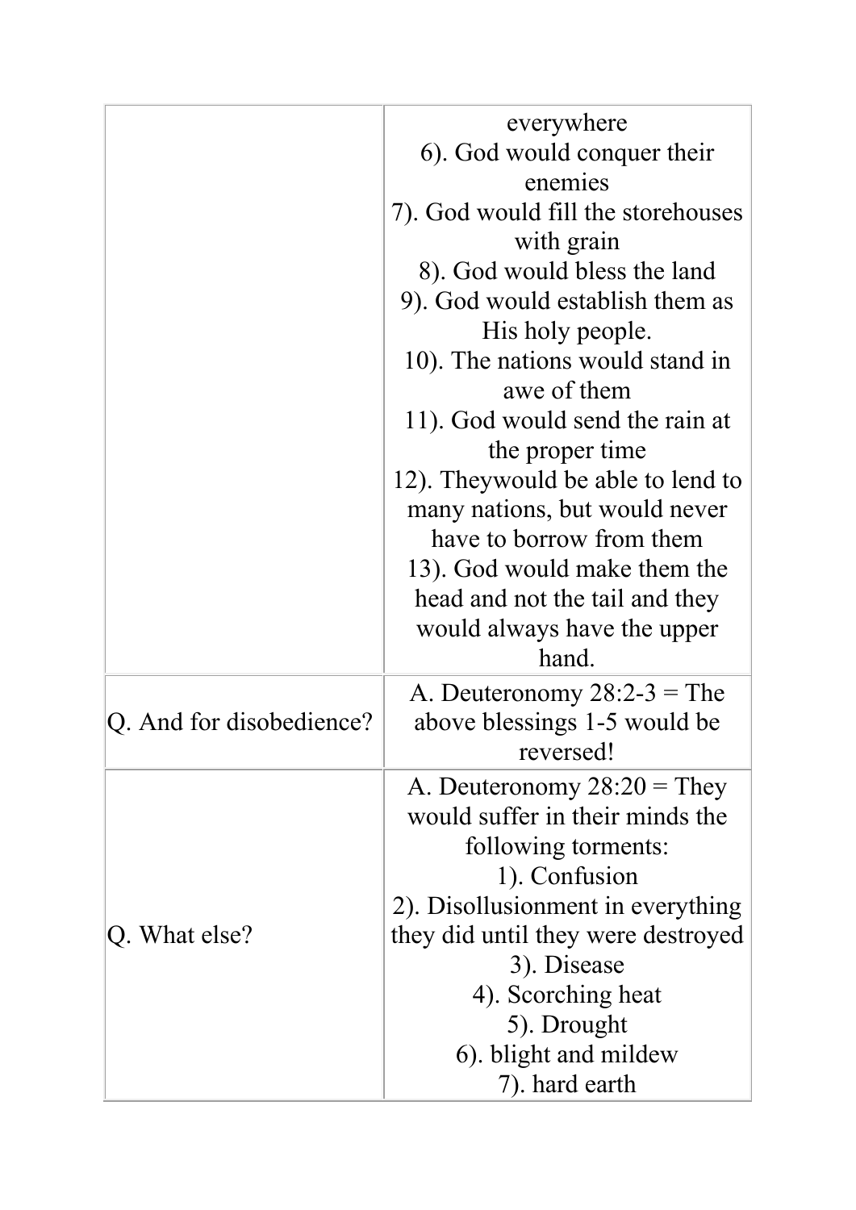| | |
|---|---|
| | everywhere<br>6). God would conquer their enemies<br>7). God would fill the storehouses with grain<br>8). God would bless the land<br>9). God would establish them as His holy people.<br>10). The nations would stand in awe of them<br>11). God would send the rain at the proper time<br>12). Theywould be able to lend to many nations, but would never have to borrow from them<br>13). God would make them the head and not the tail and they would always have the upper hand. |
| Q. And for disobedience? | A. Deuteronomy 28:2-3 = The above blessings 1-5 would be reversed! |
| Q. What else? | A. Deuteronomy 28:20 = They would suffer in their minds the following torments:<br>1). Confusion<br>2). Disollusionment in everything they did until they were destroyed<br>3). Disease<br>4). Scorching heat<br>5). Drought<br>6). blight and mildew<br>7). hard earth |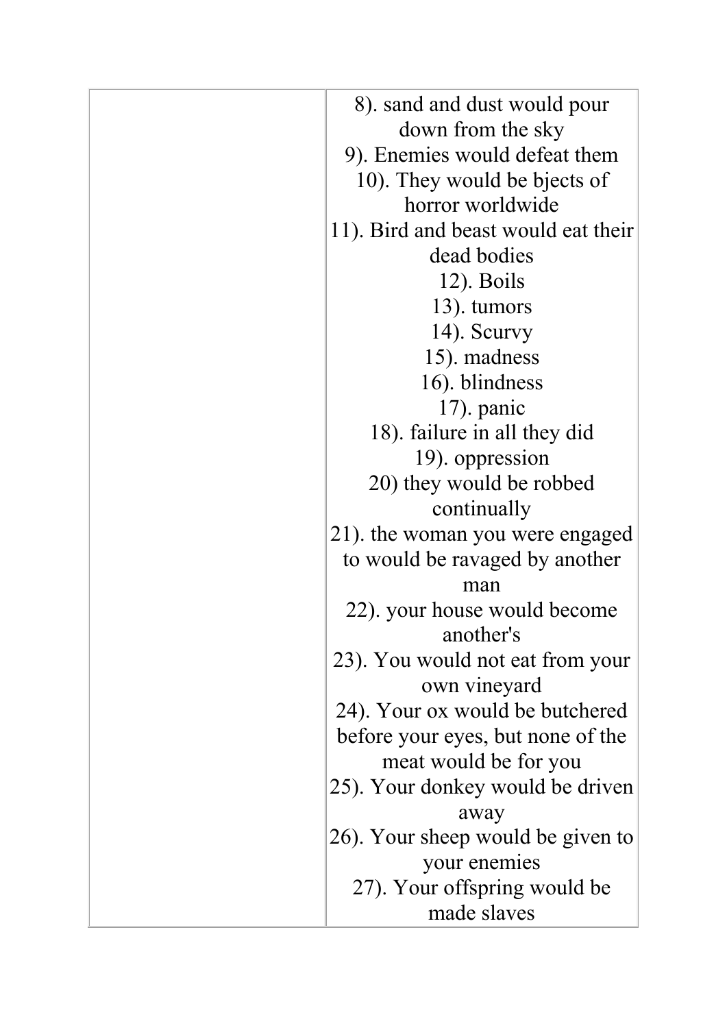|  | 8). sand and dust would pour down from the sky<br>9). Enemies would defeat them<br>10). They would be bjects of horror worldwide<br>11). Bird and beast would eat their dead bodies<br>12). Boils<br>13). tumors<br>14). Scurvy<br>15). madness<br>16). blindness<br>17). panic<br>18). failure in all they did<br>19). oppression<br>20) they would be robbed continually<br>21). the woman you were engaged to would be ravaged by another man<br>22). your house would become another's<br>23). You would not eat from your own vineyard<br>24). Your ox would be butchered before your eyes, but none of the meat would be for you<br>25). Your donkey would be driven away<br>26). Your sheep would be given to your enemies<br>27). Your offspring would be made slaves |
|---|---|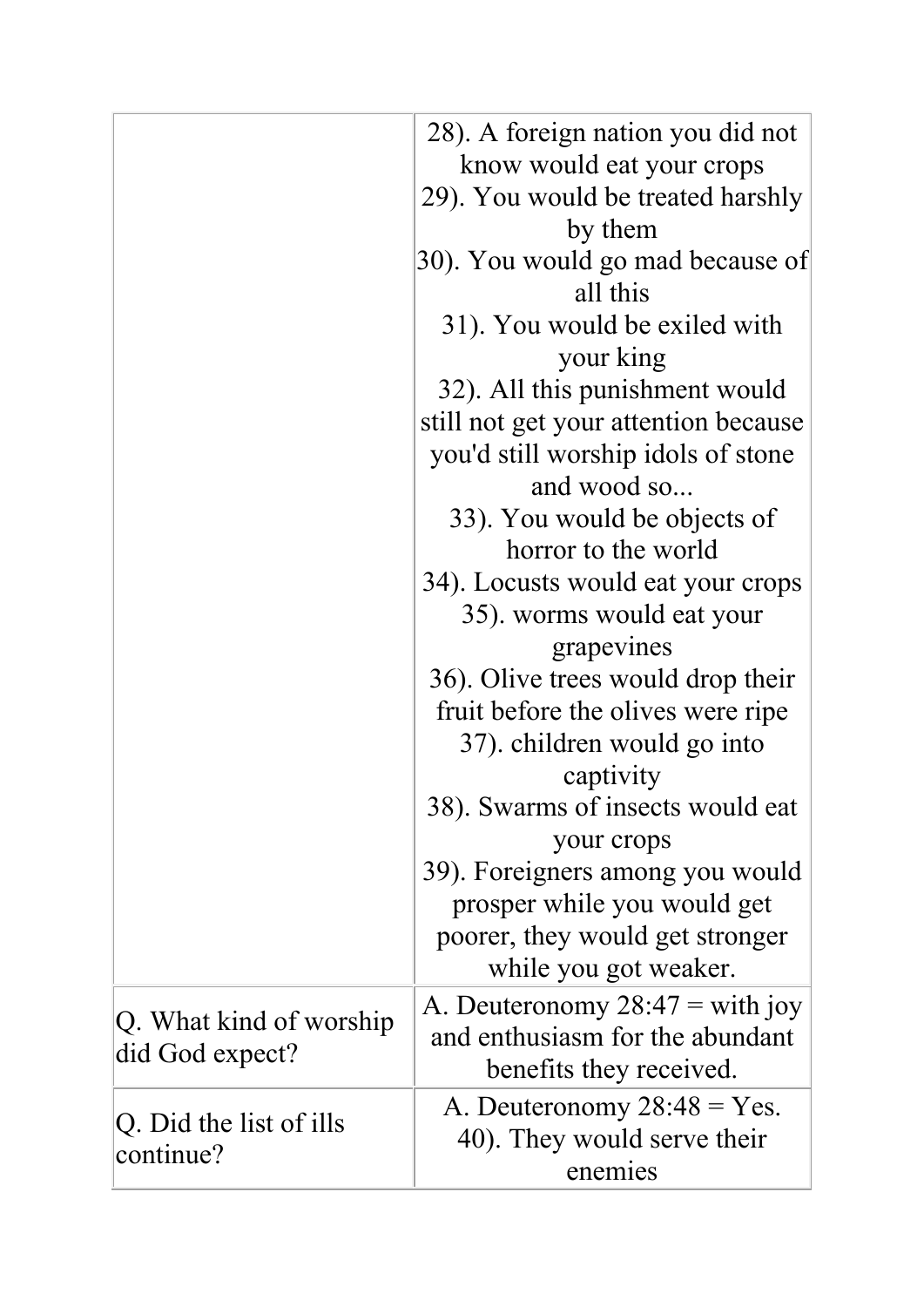| | |
|---|---|
| | 28). A foreign nation you did not know would eat your crops<br>29). You would be treated harshly by them<br>30). You would go mad because of all this<br>31). You would be exiled with your king<br>32). All this punishment would still not get your attention because you'd still worship idols of stone and wood so...<br>33). You would be objects of horror to the world<br>34). Locusts would eat your crops<br>35). worms would eat your grapevines<br>36). Olive trees would drop their fruit before the olives were ripe<br>37). children would go into captivity<br>38). Swarms of insects would eat your crops<br>39). Foreigners among you would prosper while you would get poorer, they would get stronger while you got weaker. |
| Q. What kind of worship did God expect? | A. Deuteronomy 28:47 = with joy and enthusiasm for the abundant benefits they received. |
| Q. Did the list of ills continue? | A. Deuteronomy 28:48 = Yes.<br>40). They would serve their enemies |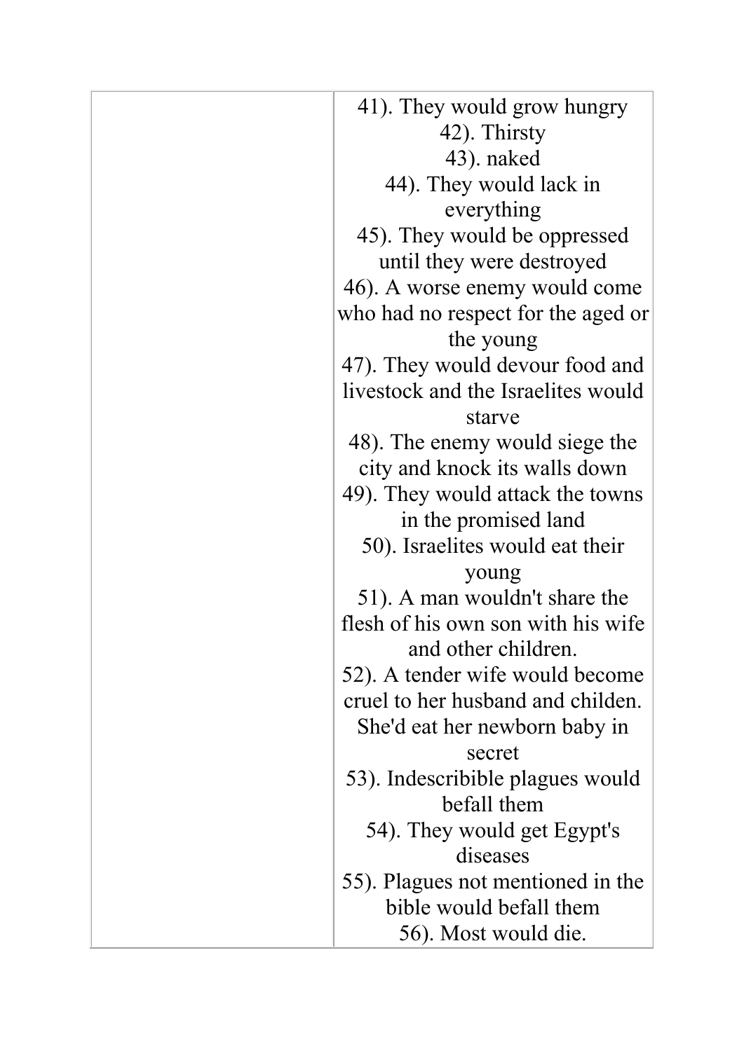|  | 41). They would grow hungry<br>42). Thirsty<br>43). naked<br>44). They would lack in everything<br>45). They would be oppressed until they were destroyed<br>46). A worse enemy would come who had no respect for the aged or the young<br>47). They would devour food and livestock and the Israelites would starve<br>48). The enemy would siege the city and knock its walls down<br>49). They would attack the towns in the promised land<br>50). Israelites would eat their young<br>51). A man wouldn't share the flesh of his own son with his wife and other children.<br>52). A tender wife would become cruel to her husband and childen. She'd eat her newborn baby in secret<br>53). Indescribible plagues would befall them<br>54). They would get Egypt's diseases<br>55). Plagues not mentioned in the bible would befall them<br>56). Most would die. |
|---|---|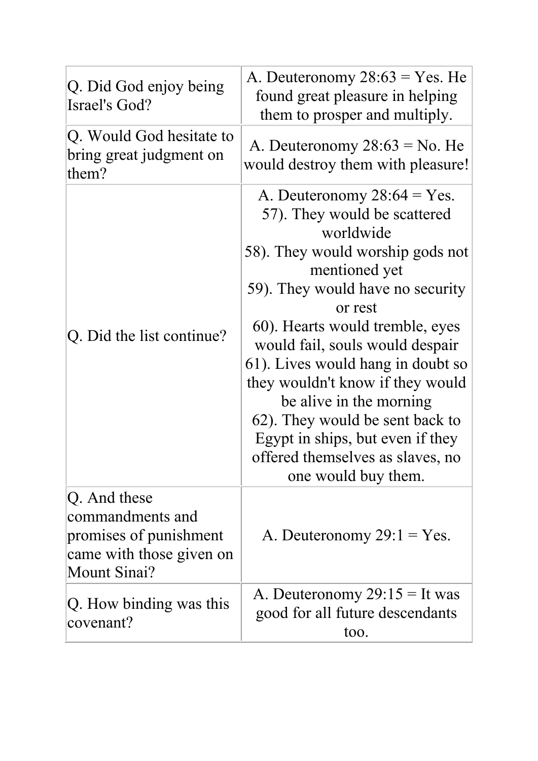| | |
|---|---|
| Q. Did God enjoy being Israel's God? | A. Deuteronomy 28:63 = Yes. He found great pleasure in helping them to prosper and multiply. |
| Q. Would God hesitate to bring great judgment on them? | A. Deuteronomy 28:63 = No. He would destroy them with pleasure! |
| Q. Did the list continue? | A. Deuteronomy 28:64 = Yes.<br>57). They would be scattered worldwide<br>58). They would worship gods not mentioned yet<br>59). They would have no security or rest<br>60). Hearts would tremble, eyes would fail, souls would despair<br>61). Lives would hang in doubt so they wouldn't know if they would be alive in the morning<br>62). They would be sent back to Egypt in ships, but even if they offered themselves as slaves, no one would buy them. |
| Q. And these commandments and promises of punishment came with those given on Mount Sinai? | A. Deuteronomy 29:1 = Yes. |
| Q. How binding was this covenant? | A. Deuteronomy 29:15 = It was good for all future descendants too. |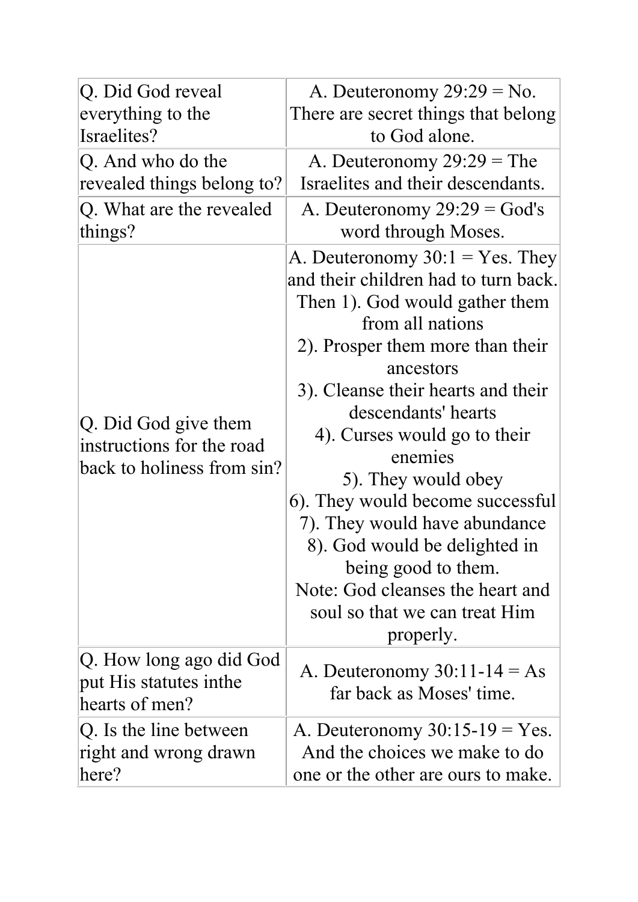| | |
|---|---|
| Q. Did God reveal everything to the Israelites? | A. Deuteronomy 29:29 = No. There are secret things that belong to God alone. |
| Q. And who do the revealed things belong to? | A. Deuteronomy 29:29 = The Israelites and their descendants. |
| Q. What are the revealed things? | A. Deuteronomy 29:29 = God's word through Moses. |
| Q. Did God give them instructions for the road back to holiness from sin? | A. Deuteronomy 30:1 = Yes. They and their children had to turn back. Then 1). God would gather them from all nations<br>2). Prosper them more than their ancestors<br>3). Cleanse their hearts and their descendants' hearts<br>4). Curses would go to their enemies<br>5). They would obey<br>6). They would become successful<br>7). They would have abundance<br>8). God would be delighted in being good to them.<br>Note: God cleanses the heart and soul so that we can treat Him properly. |
| Q. How long ago did God put His statutes inthe hearts of men? | A. Deuteronomy 30:11-14 = As far back as Moses' time. |
| Q. Is the line between right and wrong drawn here? | A. Deuteronomy 30:15-19 = Yes. And the choices we make to do one or the other are ours to make. |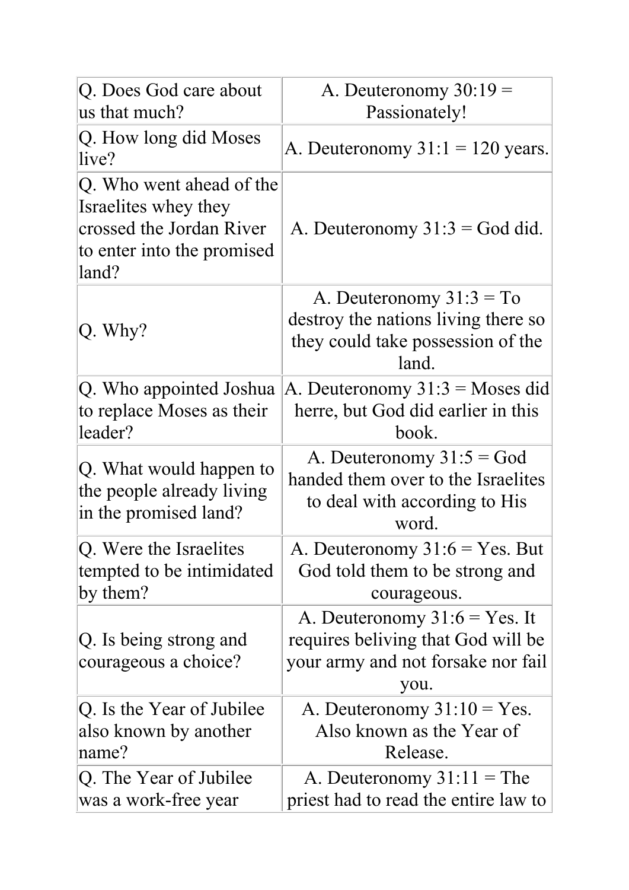| Q. Does God care about us that much? | A. Deuteronomy 30:19 = Passionately! |
|---|---|
| Q. How long did Moses live? | A. Deuteronomy 31:1 = 120 years. |
| Q. Who went ahead of the Israelites whey they crossed the Jordan River to enter into the promised land? | A. Deuteronomy 31:3 = God did. |
| Q. Why? | A. Deuteronomy 31:3 = To destroy the nations living there so they could take possession of the land. |
| Q. Who appointed Joshua to replace Moses as their leader? | A. Deuteronomy 31:3 = Moses did herre, but God did earlier in this book. |
| Q. What would happen to the people already living in the promised land? | A. Deuteronomy 31:5 = God handed them over to the Israelites to deal with according to His word. |
| Q. Were the Israelites tempted to be intimidated by them? | A. Deuteronomy 31:6 = Yes. But God told them to be strong and courageous. |
| Q. Is being strong and courageous a choice? | A. Deuteronomy 31:6 = Yes. It requires beliving that God will be your army and not forsake nor fail you. |
| Q. Is the Year of Jubilee also known by another name? | A. Deuteronomy 31:10 = Yes. Also known as the Year of Release. |
| Q. The Year of Jubilee was a work-free year | A. Deuteronomy 31:11 = The priest had to read the entire law to |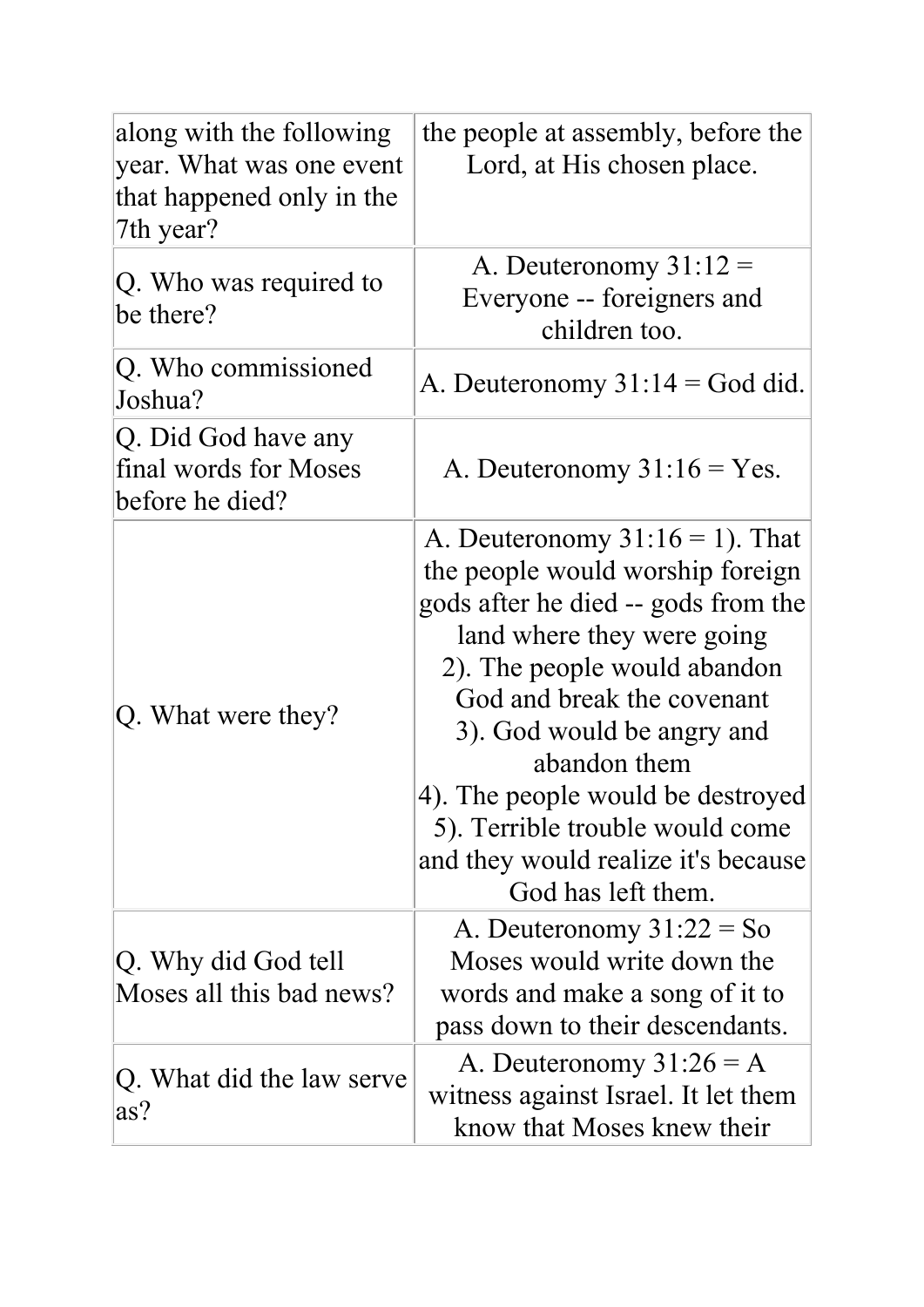| | |
|---|---|
| along with the following year. What was one event that happened only in the 7th year? | the people at assembly, before the Lord, at His chosen place. |
| Q. Who was required to be there? | A. Deuteronomy 31:12 = Everyone -- foreigners and children too. |
| Q. Who commissioned Joshua? | A. Deuteronomy 31:14 = God did. |
| Q. Did God have any final words for Moses before he died? | A. Deuteronomy 31:16 = Yes. |
| Q. What were they? | A. Deuteronomy 31:16 = 1). That the people would worship foreign gods after he died -- gods from the land where they were going<br>2). The people would abandon God and break the covenant<br>3). God would be angry and abandon them<br>4). The people would be destroyed<br>5). Terrible trouble would come and they would realize it's because God has left them. |
| Q. Why did God tell Moses all this bad news? | A. Deuteronomy 31:22 = So Moses would write down the words and make a song of it to pass down to their descendants. |
| Q. What did the law serve as? | A. Deuteronomy 31:26 = A witness against Israel. It let them know that Moses knew their |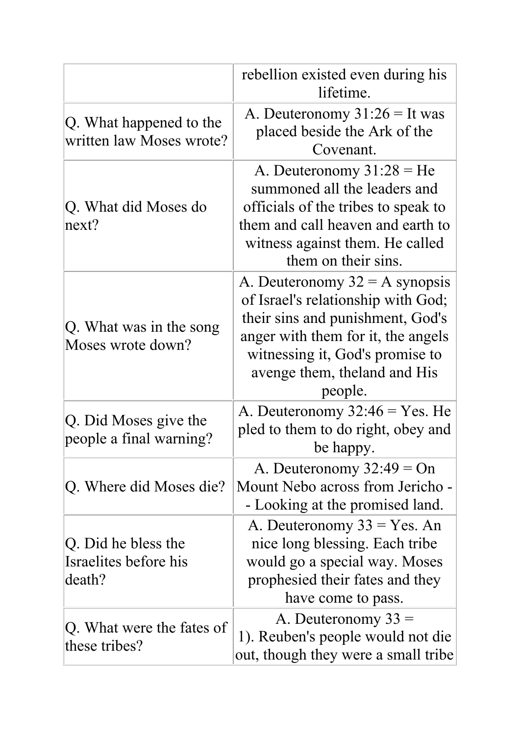| | |
|---|---|
| | rebellion existed even during his lifetime. |
| Q. What happened to the written law Moses wrote? | A. Deuteronomy 31:26 = It was placed beside the Ark of the Covenant. |
| Q. What did Moses do next? | A. Deuteronomy 31:28 = He summoned all the leaders and officials of the tribes to speak to them and call heaven and earth to witness against them. He called them on their sins. |
| Q. What was in the song Moses wrote down? | A. Deuteronomy 32 = A synopsis of Israel's relationship with God; their sins and punishment, God's anger with them for it, the angels witnessing it, God's promise to avenge them, theland and His people. |
| Q. Did Moses give the people a final warning? | A. Deuteronomy 32:46 = Yes. He pled to them to do right, obey and be happy. |
| Q. Where did Moses die? | A. Deuteronomy 32:49 = On Mount Nebo across from Jericho -- Looking at the promised land. |
| Q. Did he bless the Israelites before his death? | A. Deuteronomy 33 = Yes. An nice long blessing. Each tribe would go a special way. Moses prophesied their fates and they have come to pass. |
| Q. What were the fates of these tribes? | A. Deuteronomy 33 = 1). Reuben's people would not die out, though they were a small tribe |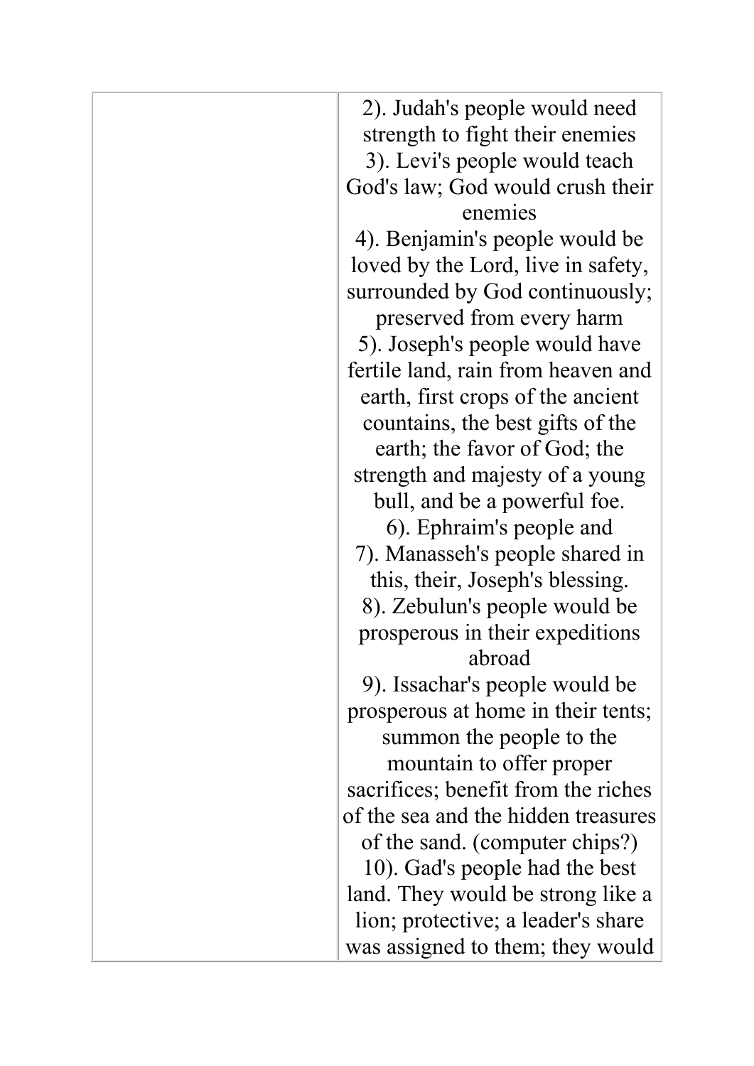| | |
|---|---|
| | 2). Judah's people would need strength to fight their enemies<br>3). Levi's people would teach God's law; God would crush their enemies<br>4). Benjamin's people would be loved by the Lord, live in safety, surrounded by God continuously; preserved from every harm<br>5). Joseph's people would have fertile land, rain from heaven and earth, first crops of the ancient countains, the best gifts of the earth; the favor of God; the strength and majesty of a young bull, and be a powerful foe.<br>6). Ephraim's people and<br>7). Manasseh's people shared in this, their, Joseph's blessing.<br>8). Zebulun's people would be prosperous in their expeditions abroad<br>9). Issachar's people would be prosperous at home in their tents; summon the people to the mountain to offer proper sacrifices; benefit from the riches of the sea and the hidden treasures of the sand. (computer chips?)<br>10). Gad's people had the best land. They would be strong like a lion; protective; a leader's share was assigned to them; they would |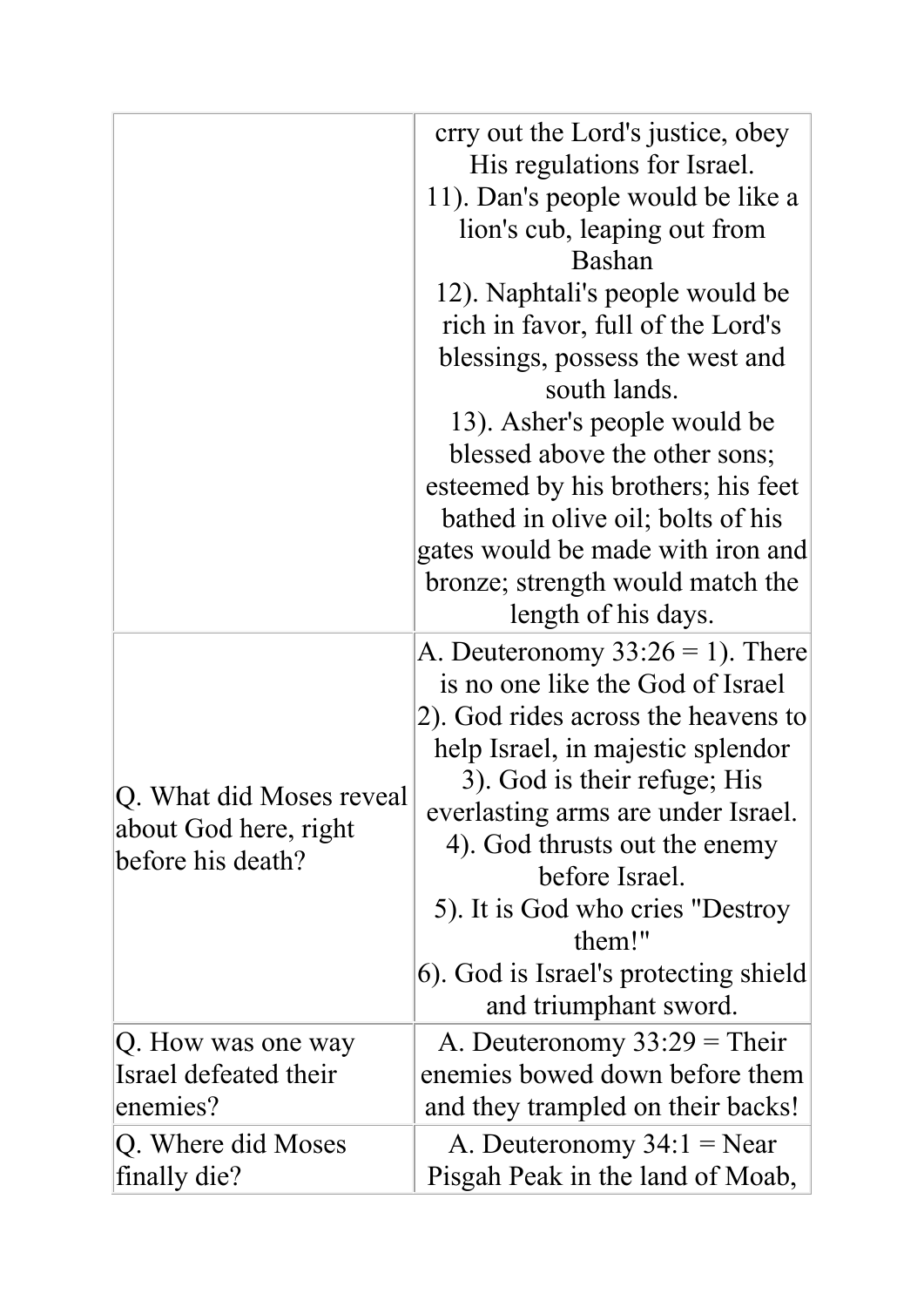| | |
|---|---|
| | crry out the Lord's justice, obey His regulations for Israel.<br>11). Dan's people would be like a lion's cub, leaping out from Bashan<br>12). Naphtali's people would be rich in favor, full of the Lord's blessings, possess the west and south lands.<br>13). Asher's people would be blessed above the other sons; esteemed by his brothers; his feet bathed in olive oil; bolts of his gates would be made with iron and bronze; strength would match the length of his days. |
| Q. What did Moses reveal about God here, right before his death? | A. Deuteronomy 33:26 = 1). There is no one like the God of Israel<br>2). God rides across the heavens to help Israel, in majestic splendor<br>3). God is their refuge; His everlasting arms are under Israel.<br>4). God thrusts out the enemy before Israel.<br>5). It is God who cries "Destroy them!"<br>6). God is Israel's protecting shield and triumphant sword. |
| Q. How was one way Israel defeated their enemies? | A. Deuteronomy 33:29 = Their enemies bowed down before them and they trampled on their backs! |
| Q. Where did Moses finally die? | A. Deuteronomy 34:1 = Near Pisgah Peak in the land of Moab, |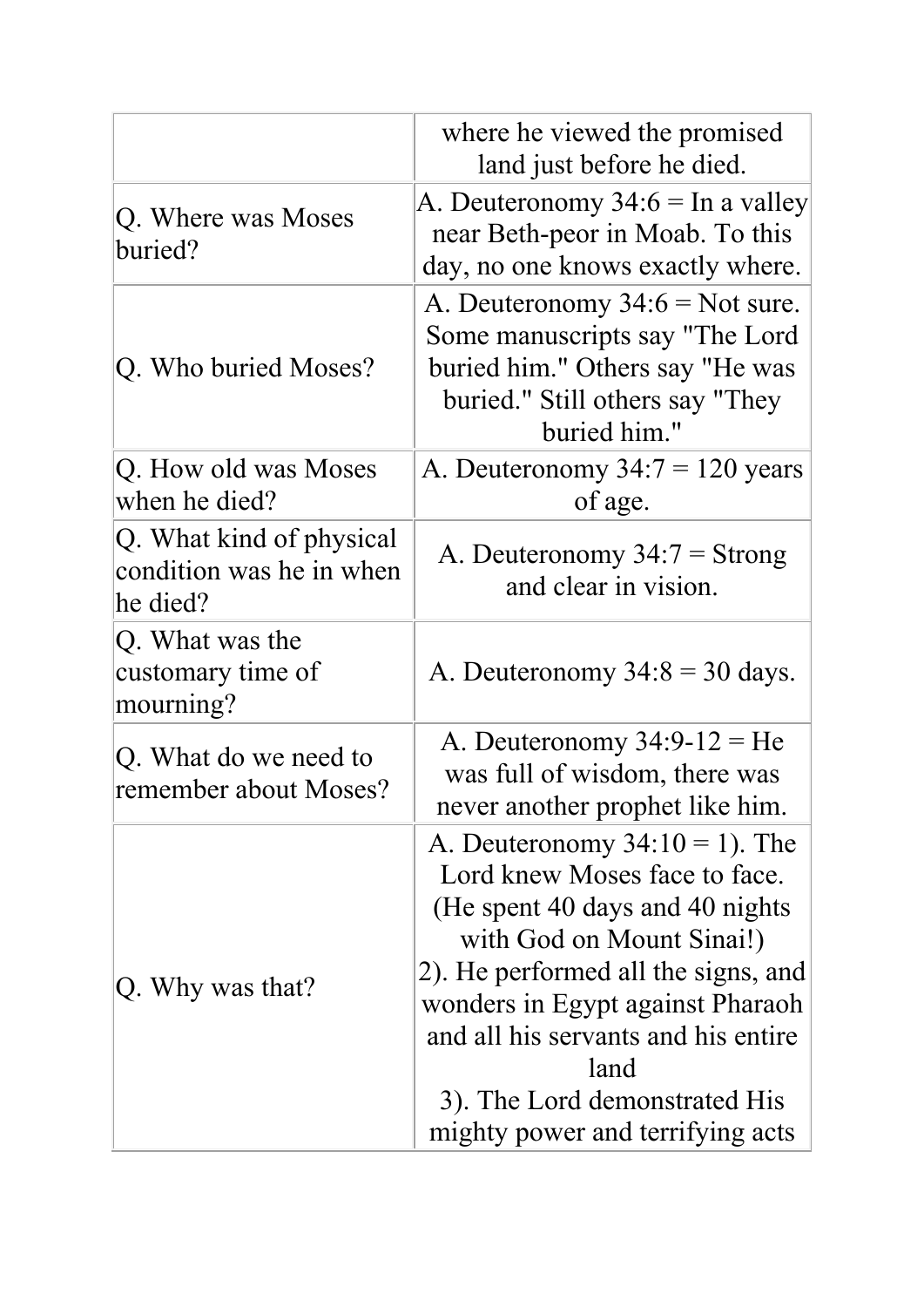| | |
|---|---|
| | where he viewed the promised land just before he died. |
| Q. Where was Moses buried? | A. Deuteronomy 34:6 = In a valley near Beth-peor in Moab. To this day, no one knows exactly where. |
| Q. Who buried Moses? | A. Deuteronomy 34:6 = Not sure. Some manuscripts say "The Lord buried him." Others say "He was buried." Still others say "They buried him." |
| Q. How old was Moses when he died? | A. Deuteronomy 34:7 = 120 years of age. |
| Q. What kind of physical condition was he in when he died? | A. Deuteronomy 34:7 = Strong and clear in vision. |
| Q. What was the customary time of mourning? | A. Deuteronomy 34:8 = 30 days. |
| Q. What do we need to remember about Moses? | A. Deuteronomy 34:9-12 = He was full of wisdom, there was never another prophet like him. |
| Q. Why was that? | A. Deuteronomy 34:10 = 1). The Lord knew Moses face to face. (He spent 40 days and 40 nights with God on Mount Sinai!)<br>2). He performed all the signs, and wonders in Egypt against Pharaoh and all his servants and his entire land<br>3). The Lord demonstrated His mighty power and terrifying acts |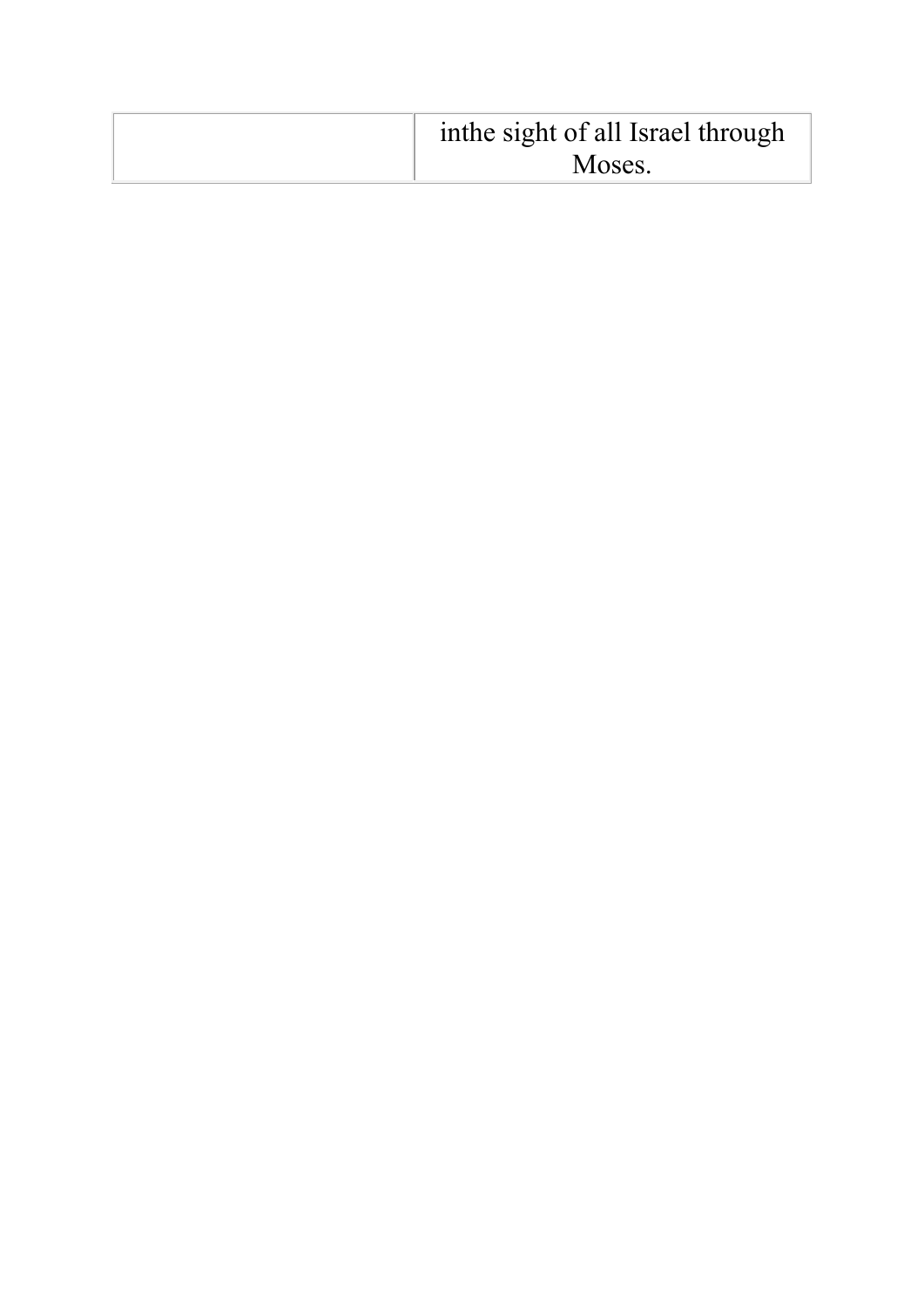| | |
|---|---|
| | inthe sight of all Israel through Moses. |